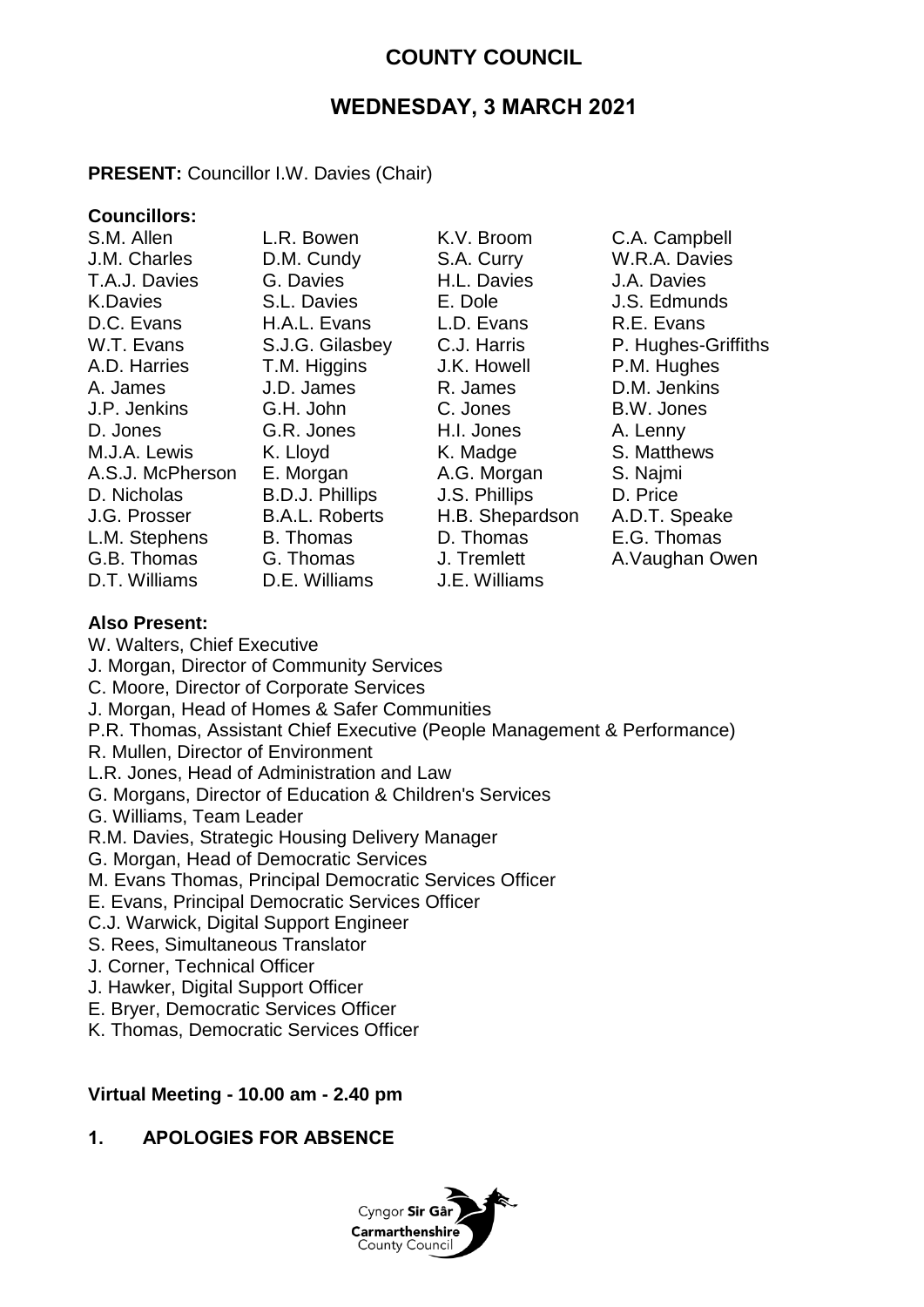# COUNTY COUNCIL

## WEDNESDAY, 3 MARCH 2021

**PRESENT:** Councillor I.W. Davies (Chair)

**Councillors:**

| | | | |
|---|---|---|---|
| S.M. Allen | L.R. Bowen | K.V. Broom | C.A. Campbell |
| J.M. Charles | D.M. Cundy | S.A. Curry | W.R.A. Davies |
| T.A.J. Davies | G. Davies | H.L. Davies | J.A. Davies |
| K.Davies | S.L. Davies | E. Dole | J.S. Edmunds |
| D.C. Evans | H.A.L. Evans | L.D. Evans | R.E. Evans |
| W.T. Evans | S.J.G. Gilasbey | C.J. Harris | P. Hughes-Griffiths |
| A.D. Harries | T.M. Higgins | J.K. Howell | P.M. Hughes |
| A. James | J.D. James | R. James | D.M. Jenkins |
| J.P. Jenkins | G.H. John | C. Jones | B.W. Jones |
| D. Jones | G.R. Jones | H.I. Jones | A. Lenny |
| M.J.A. Lewis | K. Lloyd | K. Madge | S. Matthews |
| A.S.J. McPherson | E. Morgan | A.G. Morgan | S. Najmi |
| D. Nicholas | B.D.J. Phillips | J.S. Phillips | D. Price |
| J.G. Prosser | B.A.L. Roberts | H.B. Shepardson | A.D.T. Speake |
| L.M. Stephens | B. Thomas | D. Thomas | E.G. Thomas |
| G.B. Thomas | G. Thomas | J. Tremlett | A.Vaughan Owen |
| D.T. Williams | D.E. Williams | J.E. Williams | |

**Also Present:**

W. Walters, Chief Executive
J. Morgan, Director of Community Services
C. Moore, Director of Corporate Services
J. Morgan, Head of Homes & Safer Communities
P.R. Thomas, Assistant Chief Executive (People Management & Performance)
R. Mullen, Director of Environment
L.R. Jones, Head of Administration and Law
G. Morgans, Director of Education & Children's Services
G. Williams, Team Leader
R.M. Davies, Strategic Housing Delivery Manager
G. Morgan, Head of Democratic Services
M. Evans Thomas, Principal Democratic Services Officer
E. Evans, Principal Democratic Services Officer
C.J. Warwick, Digital Support Engineer
S. Rees, Simultaneous Translator
J. Corner, Technical Officer
J. Hawker, Digital Support Officer
E. Bryer, Democratic Services Officer
K. Thomas, Democratic Services Officer

**Virtual Meeting - 10.00 am - 2.40 pm**

## 1. APOLOGIES FOR ABSENCE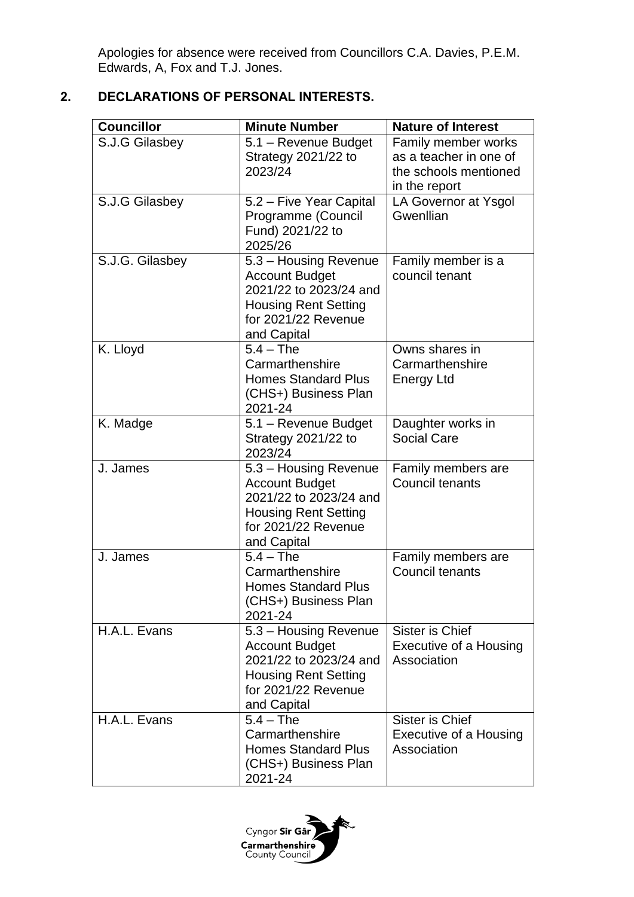Apologies for absence were received from Councillors C.A. Davies, P.E.M. Edwards, A, Fox and T.J. Jones.

## 2. DECLARATIONS OF PERSONAL INTERESTS.

| Councillor | Minute Number | Nature of Interest |
|---|---|---|
| S.J.G Gilasbey | 5.1 – Revenue Budget Strategy 2021/22 to 2023/24 | Family member works as a teacher in one of the schools mentioned in the report |
| S.J.G Gilasbey | 5.2 – Five Year Capital Programme (Council Fund) 2021/22 to 2025/26 | LA Governor at Ysgol Gwenllian |
| S.J.G. Gilasbey | 5.3 – Housing Revenue Account Budget 2021/22 to 2023/24 and Housing Rent Setting for 2021/22 Revenue and Capital | Family member is a council tenant |
| K. Lloyd | 5.4 – The Carmarthenshire Homes Standard Plus (CHS+) Business Plan 2021-24 | Owns shares in Carmarthenshire Energy Ltd |
| K. Madge | 5.1 – Revenue Budget Strategy 2021/22 to 2023/24 | Daughter works in Social Care |
| J. James | 5.3 – Housing Revenue Account Budget 2021/22 to 2023/24 and Housing Rent Setting for 2021/22 Revenue and Capital | Family members are Council tenants |
| J. James | 5.4 – The Carmarthenshire Homes Standard Plus (CHS+) Business Plan 2021-24 | Family members are Council tenants |
| H.A.L. Evans | 5.3 – Housing Revenue Account Budget 2021/22 to 2023/24 and Housing Rent Setting for 2021/22 Revenue and Capital | Sister is Chief Executive of a Housing Association |
| H.A.L. Evans | 5.4 – The Carmarthenshire Homes Standard Plus (CHS+) Business Plan 2021-24 | Sister is Chief Executive of a Housing Association |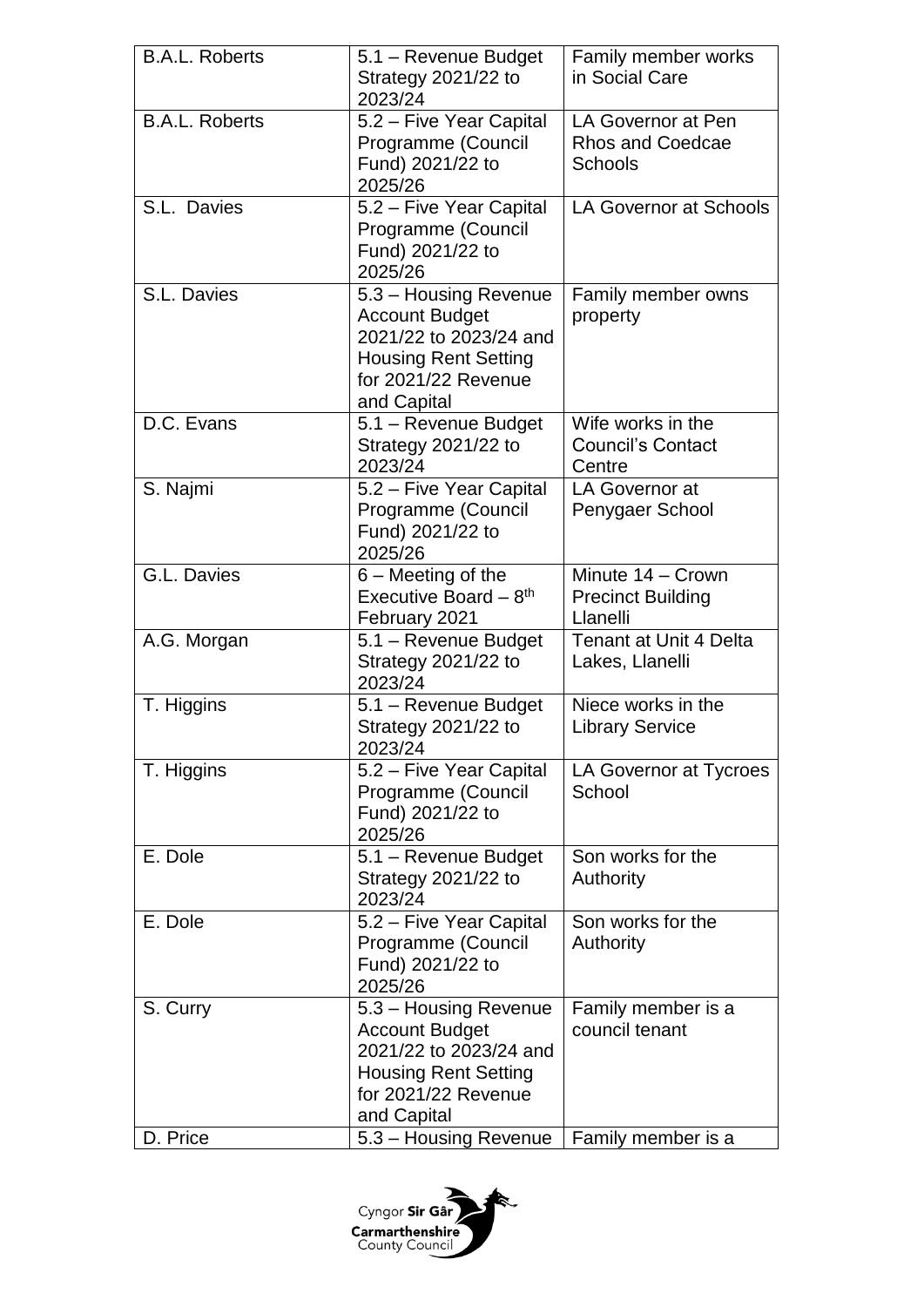| B.A.L. Roberts | 5.1 – Revenue Budget Strategy 2021/22 to 2023/24 | Family member works in Social Care |
|---|---|---|
| B.A.L. Roberts | 5.2 – Five Year Capital Programme (Council Fund) 2021/22 to 2025/26 | LA Governor at Pen Rhos and Coedcae Schools |
| S.L. Davies | 5.2 – Five Year Capital Programme (Council Fund) 2021/22 to 2025/26 | LA Governor at Schools |
| S.L. Davies | 5.3 – Housing Revenue Account Budget 2021/22 to 2023/24 and Housing Rent Setting for 2021/22 Revenue and Capital | Family member owns property |
| D.C. Evans | 5.1 – Revenue Budget Strategy 2021/22 to 2023/24 | Wife works in the Council's Contact Centre |
| S. Najmi | 5.2 – Five Year Capital Programme (Council Fund) 2021/22 to 2025/26 | LA Governor at Penygaer School |
| G.L. Davies | 6 – Meeting of the Executive Board – 8th February 2021 | Minute 14 – Crown Precinct Building Llanelli |
| A.G. Morgan | 5.1 – Revenue Budget Strategy 2021/22 to 2023/24 | Tenant at Unit 4 Delta Lakes, Llanelli |
| T. Higgins | 5.1 – Revenue Budget Strategy 2021/22 to 2023/24 | Niece works in the Library Service |
| T. Higgins | 5.2 – Five Year Capital Programme (Council Fund) 2021/22 to 2025/26 | LA Governor at Tycroes School |
| E. Dole | 5.1 – Revenue Budget Strategy 2021/22 to 2023/24 | Son works for the Authority |
| E. Dole | 5.2 – Five Year Capital Programme (Council Fund) 2021/22 to 2025/26 | Son works for the Authority |
| S. Curry | 5.3 – Housing Revenue Account Budget 2021/22 to 2023/24 and Housing Rent Setting for 2021/22 Revenue and Capital | Family member is a council tenant |
| D. Price | 5.3 – Housing Revenue | Family member is a |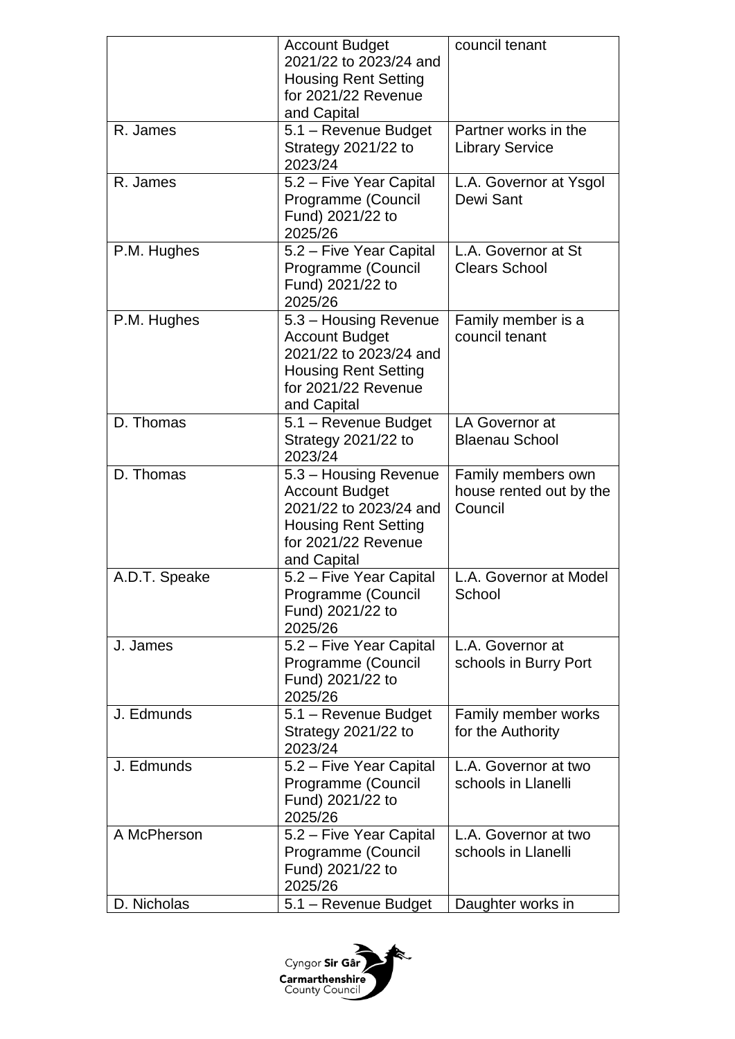| | | |
|---|---|---|
| | Account Budget 2021/22 to 2023/24 and Housing Rent Setting for 2021/22 Revenue and Capital | council tenant |
| R. James | 5.1 – Revenue Budget Strategy 2021/22 to 2023/24 | Partner works in the Library Service |
| R. James | 5.2 – Five Year Capital Programme (Council Fund) 2021/22 to 2025/26 | L.A. Governor at Ysgol Dewi Sant |
| P.M. Hughes | 5.2 – Five Year Capital Programme (Council Fund) 2021/22 to 2025/26 | L.A. Governor at St Clears School |
| P.M. Hughes | 5.3 – Housing Revenue Account Budget 2021/22 to 2023/24 and Housing Rent Setting for 2021/22 Revenue and Capital | Family member is a council tenant |
| D. Thomas | 5.1 – Revenue Budget Strategy 2021/22 to 2023/24 | LA Governor at Blaenau School |
| D. Thomas | 5.3 – Housing Revenue Account Budget 2021/22 to 2023/24 and Housing Rent Setting for 2021/22 Revenue and Capital | Family members own house rented out by the Council |
| A.D.T. Speake | 5.2 – Five Year Capital Programme (Council Fund) 2021/22 to 2025/26 | L.A. Governor at Model School |
| J. James | 5.2 – Five Year Capital Programme (Council Fund) 2021/22 to 2025/26 | L.A. Governor at schools in Burry Port |
| J. Edmunds | 5.1 – Revenue Budget Strategy 2021/22 to 2023/24 | Family member works for the Authority |
| J. Edmunds | 5.2 – Five Year Capital Programme (Council Fund) 2021/22 to 2025/26 | L.A. Governor at two schools in Llanelli |
| A McPherson | 5.2 – Five Year Capital Programme (Council Fund) 2021/22 to 2025/26 | L.A. Governor at two schools in Llanelli |
| D. Nicholas | 5.1 – Revenue Budget | Daughter works in |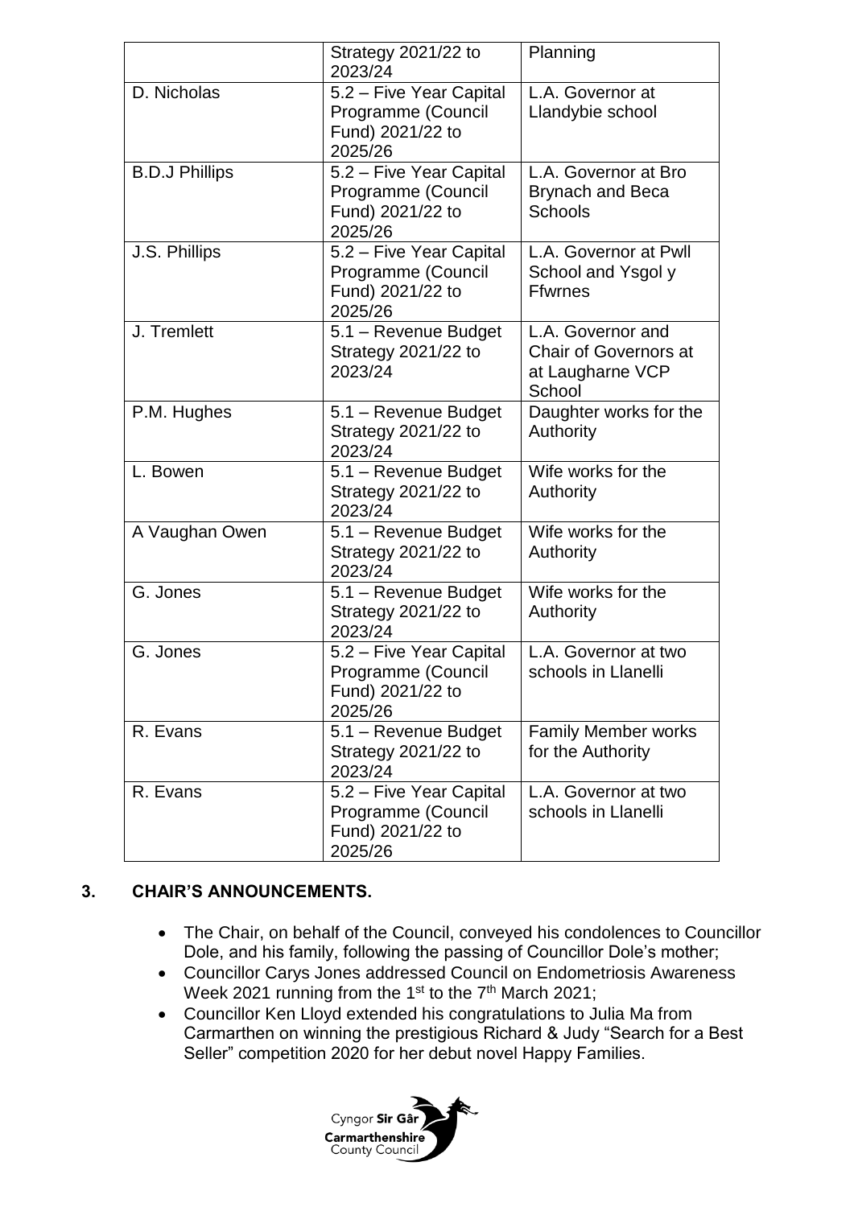| | Strategy 2021/22 to 2023/24 | Planning |
|---|---|---|
| D. Nicholas | 5.2 – Five Year Capital Programme (Council Fund) 2021/22 to 2025/26 | L.A. Governor at Llandybie school |
| B.D.J Phillips | 5.2 – Five Year Capital Programme (Council Fund) 2021/22 to 2025/26 | L.A. Governor at Bro Brynach and Beca Schools |
| J.S. Phillips | 5.2 – Five Year Capital Programme (Council Fund) 2021/22 to 2025/26 | L.A. Governor at Pwll School and Ysgol y Ffwrnes |
| J. Tremlett | 5.1 – Revenue Budget Strategy 2021/22 to 2023/24 | L.A. Governor and Chair of Governors at at Laugharne VCP School |
| P.M. Hughes | 5.1 – Revenue Budget Strategy 2021/22 to 2023/24 | Daughter works for the Authority |
| L. Bowen | 5.1 – Revenue Budget Strategy 2021/22 to 2023/24 | Wife works for the Authority |
| A Vaughan Owen | 5.1 – Revenue Budget Strategy 2021/22 to 2023/24 | Wife works for the Authority |
| G. Jones | 5.1 – Revenue Budget Strategy 2021/22 to 2023/24 | Wife works for the Authority |
| G. Jones | 5.2 – Five Year Capital Programme (Council Fund) 2021/22 to 2025/26 | L.A. Governor at two schools in Llanelli |
| R. Evans | 5.1 – Revenue Budget Strategy 2021/22 to 2023/24 | Family Member works for the Authority |
| R. Evans | 5.2 – Five Year Capital Programme (Council Fund) 2021/22 to 2025/26 | L.A. Governor at two schools in Llanelli |

## 3. CHAIR'S ANNOUNCEMENTS.

- The Chair, on behalf of the Council, conveyed his condolences to Councillor Dole, and his family, following the passing of Councillor Dole's mother;
- Councillor Carys Jones addressed Council on Endometriosis Awareness Week 2021 running from the 1st to the 7th March 2021;
- Councillor Ken Lloyd extended his congratulations to Julia Ma from Carmarthen on winning the prestigious Richard & Judy "Search for a Best Seller" competition 2020 for her debut novel Happy Families.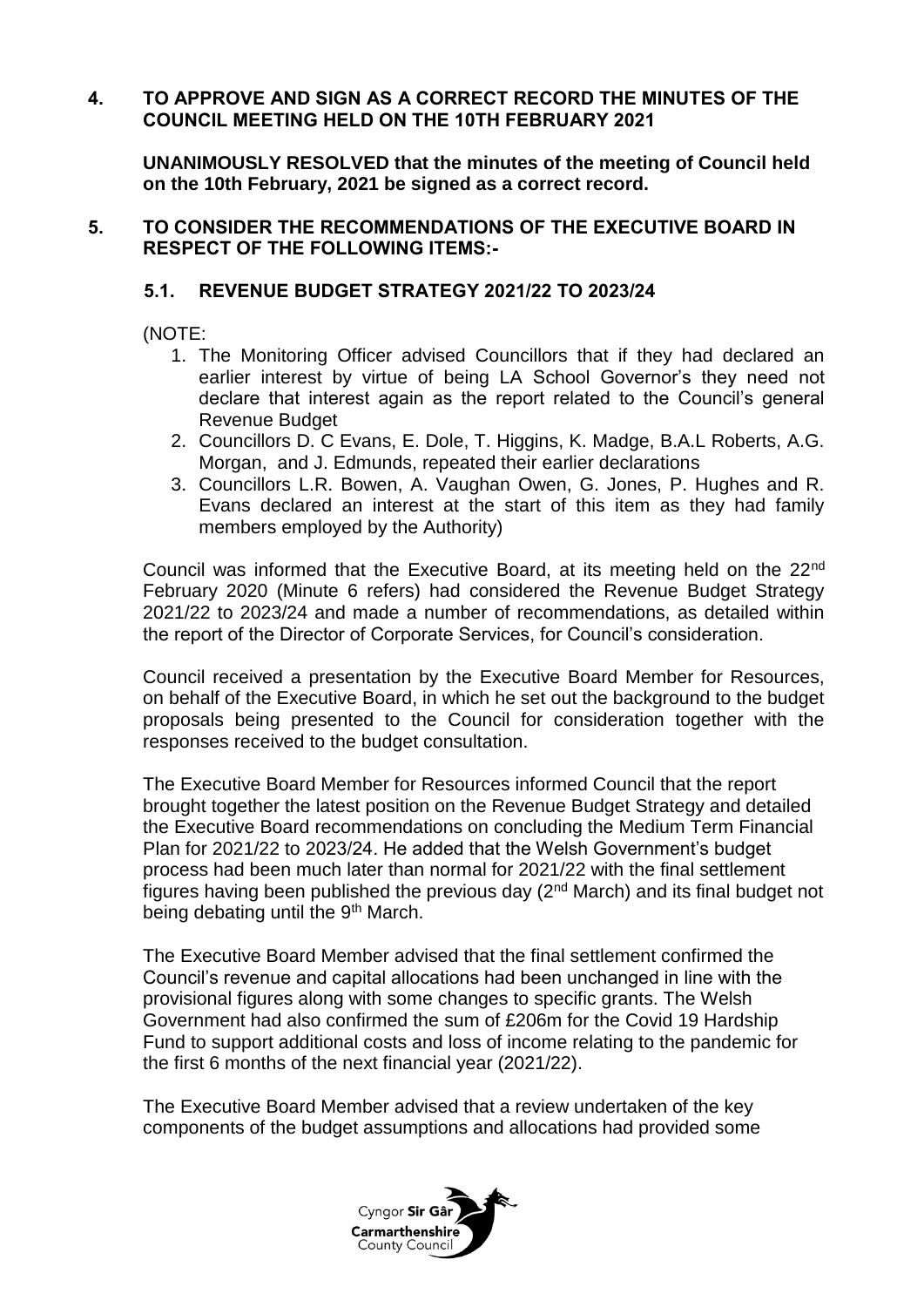## 4. TO APPROVE AND SIGN AS A CORRECT RECORD THE MINUTES OF THE COUNCIL MEETING HELD ON THE 10TH FEBRUARY 2021

**UNANIMOUSLY RESOLVED that the minutes of the meeting of Council held on the 10th February, 2021 be signed as a correct record.**

## 5. TO CONSIDER THE RECOMMENDATIONS OF THE EXECUTIVE BOARD IN RESPECT OF THE FOLLOWING ITEMS:-

### 5.1. REVENUE BUDGET STRATEGY 2021/22 TO 2023/24

(NOTE:

1. The Monitoring Officer advised Councillors that if they had declared an earlier interest by virtue of being LA School Governor's they need not declare that interest again as the report related to the Council's general Revenue Budget
2. Councillors D. C Evans, E. Dole, T. Higgins, K. Madge, B.A.L Roberts, A.G. Morgan, and J. Edmunds, repeated their earlier declarations
3. Councillors L.R. Bowen, A. Vaughan Owen, G. Jones, P. Hughes and R. Evans declared an interest at the start of this item as they had family members employed by the Authority)

Council was informed that the Executive Board, at its meeting held on the 22nd February 2020 (Minute 6 refers) had considered the Revenue Budget Strategy 2021/22 to 2023/24 and made a number of recommendations, as detailed within the report of the Director of Corporate Services, for Council's consideration.

Council received a presentation by the Executive Board Member for Resources, on behalf of the Executive Board, in which he set out the background to the budget proposals being presented to the Council for consideration together with the responses received to the budget consultation.

The Executive Board Member for Resources informed Council that the report brought together the latest position on the Revenue Budget Strategy and detailed the Executive Board recommendations on concluding the Medium Term Financial Plan for 2021/22 to 2023/24. He added that the Welsh Government's budget process had been much later than normal for 2021/22 with the final settlement figures having been published the previous day (2nd March) and its final budget not being debating until the 9th March.

The Executive Board Member advised that the final settlement confirmed the Council's revenue and capital allocations had been unchanged in line with the provisional figures along with some changes to specific grants. The Welsh Government had also confirmed the sum of £206m for the Covid 19 Hardship Fund to support additional costs and loss of income relating to the pandemic for the first 6 months of the next financial year (2021/22).

The Executive Board Member advised that a review undertaken of the key components of the budget assumptions and allocations had provided some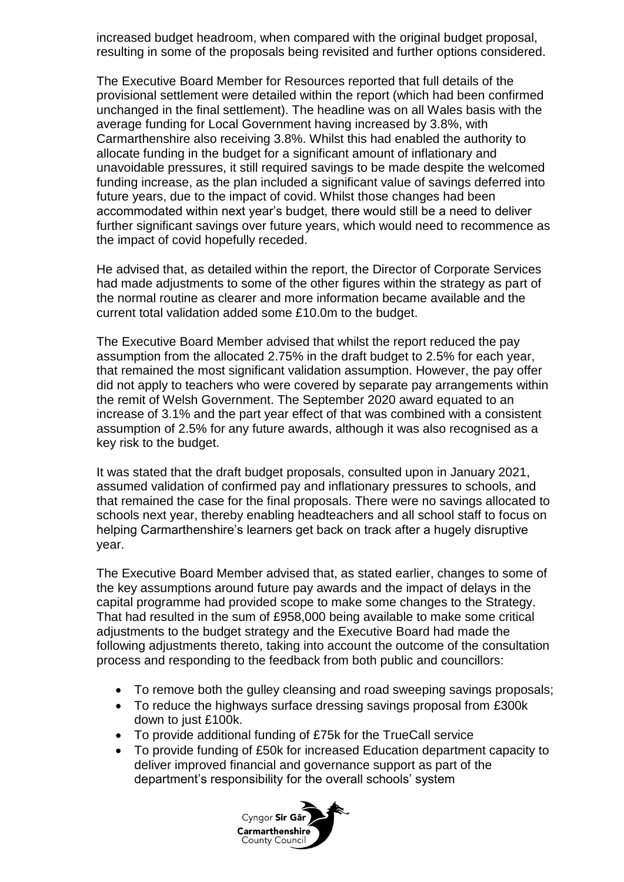increased budget headroom, when compared with the original budget proposal, resulting in some of the proposals being revisited and further options considered.

The Executive Board Member for Resources reported that full details of the provisional settlement were detailed within the report (which had been confirmed unchanged in the final settlement). The headline was on all Wales basis with the average funding for Local Government having increased by 3.8%, with Carmarthenshire also receiving 3.8%. Whilst this had enabled the authority to allocate funding in the budget for a significant amount of inflationary and unavoidable pressures, it still required savings to be made despite the welcomed funding increase, as the plan included a significant value of savings deferred into future years, due to the impact of covid. Whilst those changes had been accommodated within next year's budget, there would still be a need to deliver further significant savings over future years, which would need to recommence as the impact of covid hopefully receded.

He advised that, as detailed within the report, the Director of Corporate Services had made adjustments to some of the other figures within the strategy as part of the normal routine as clearer and more information became available and the current total validation added some £10.0m to the budget.

The Executive Board Member advised that whilst the report reduced the pay assumption from the allocated 2.75% in the draft budget to 2.5% for each year, that remained the most significant validation assumption. However, the pay offer did not apply to teachers who were covered by separate pay arrangements within the remit of Welsh Government. The September 2020 award equated to an increase of 3.1% and the part year effect of that was combined with a consistent assumption of 2.5% for any future awards, although it was also recognised as a key risk to the budget.

It was stated that the draft budget proposals, consulted upon in January 2021, assumed validation of confirmed pay and inflationary pressures to schools, and that remained the case for the final proposals. There were no savings allocated to schools next year, thereby enabling headteachers and all school staff to focus on helping Carmarthenshire's learners get back on track after a hugely disruptive year.

The Executive Board Member advised that, as stated earlier, changes to some of the key assumptions around future pay awards and the impact of delays in the capital programme had provided scope to make some changes to the Strategy. That had resulted in the sum of £958,000 being available to make some critical adjustments to the budget strategy and the Executive Board had made the following adjustments thereto, taking into account the outcome of the consultation process and responding to the feedback from both public and councillors:

- To remove both the gulley cleansing and road sweeping savings proposals;
- To reduce the highways surface dressing savings proposal from £300k down to just £100k.
- To provide additional funding of £75k for the TrueCall service
- To provide funding of £50k for increased Education department capacity to deliver improved financial and governance support as part of the department's responsibility for the overall schools' system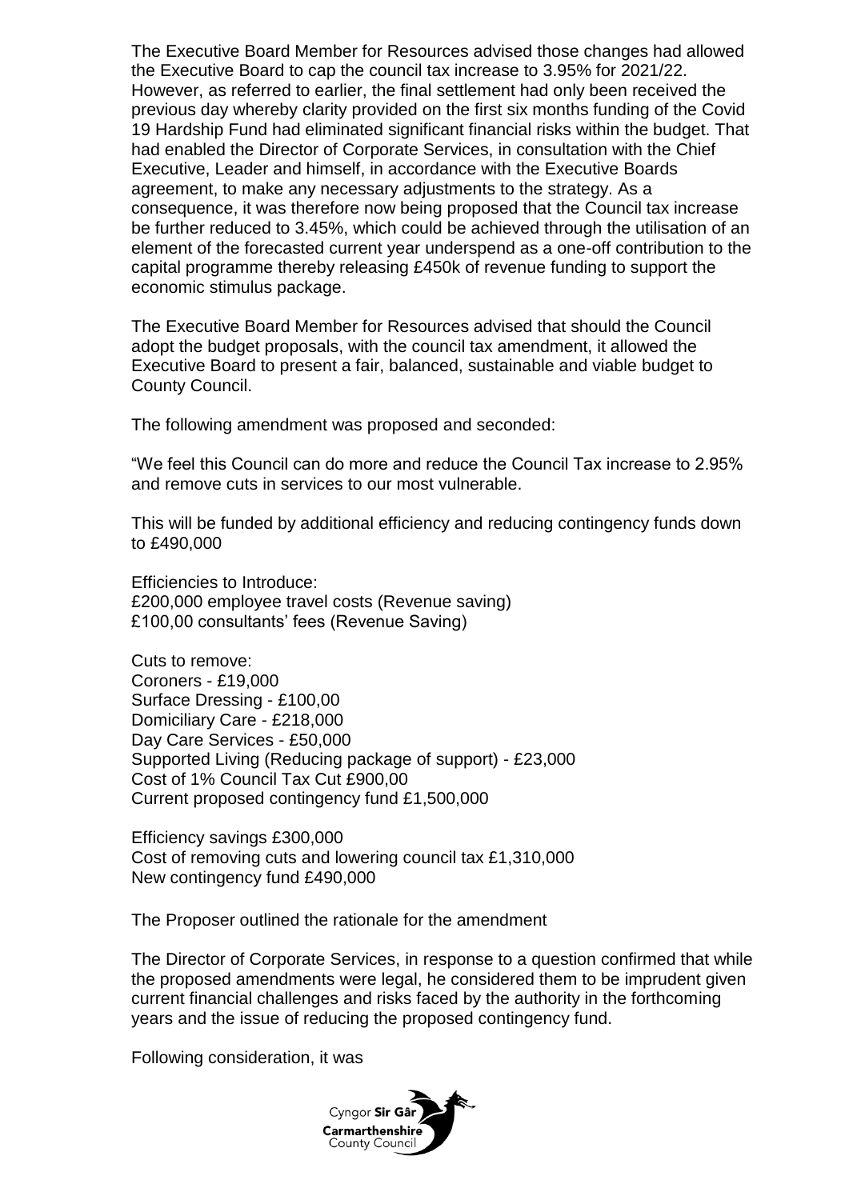The Executive Board Member for Resources advised those changes had allowed the Executive Board to cap the council tax increase to 3.95% for 2021/22. However, as referred to earlier, the final settlement had only been received the previous day whereby clarity provided on the first six months funding of the Covid 19 Hardship Fund had eliminated significant financial risks within the budget. That had enabled the Director of Corporate Services, in consultation with the Chief Executive, Leader and himself, in accordance with the Executive Boards agreement, to make any necessary adjustments to the strategy. As a consequence, it was therefore now being proposed that the Council tax increase be further reduced to 3.45%, which could be achieved through the utilisation of an element of the forecasted current year underspend as a one-off contribution to the capital programme thereby releasing £450k of revenue funding to support the economic stimulus package.

The Executive Board Member for Resources advised that should the Council adopt the budget proposals, with the council tax amendment, it allowed the Executive Board to present a fair, balanced, sustainable and viable budget to County Council.

The following amendment was proposed and seconded:

"We feel this Council can do more and reduce the Council Tax increase to 2.95% and remove cuts in services to our most vulnerable.

This will be funded by additional efficiency and reducing contingency funds down to £490,000

Efficiencies to Introduce:
£200,000 employee travel costs (Revenue saving)
£100,00 consultants' fees (Revenue Saving)

Cuts to remove:
Coroners - £19,000
Surface Dressing - £100,00
Domiciliary Care - £218,000
Day Care Services - £50,000
Supported Living (Reducing package of support) - £23,000
Cost of 1% Council Tax Cut £900,00
Current proposed contingency fund £1,500,000

Efficiency savings £300,000
Cost of removing cuts and lowering council tax £1,310,000
New contingency fund £490,000

The Proposer outlined the rationale for the amendment

The Director of Corporate Services, in response to a question confirmed that while the proposed amendments were legal, he considered them to be imprudent given current financial challenges and risks faced by the authority in the forthcoming years and the issue of reducing the proposed contingency fund.

Following consideration, it was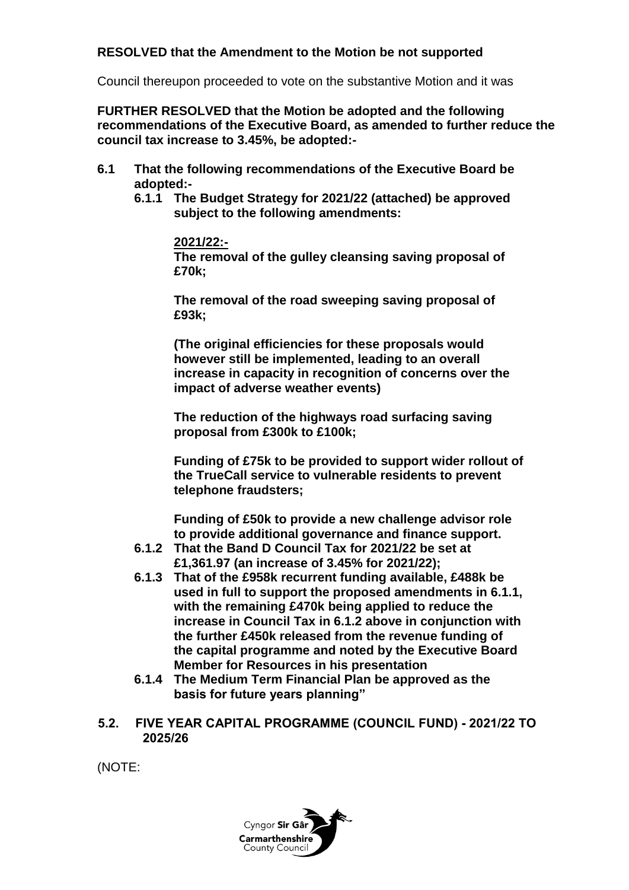**RESOLVED that the Amendment to the Motion be not supported**

Council thereupon proceeded to vote on the substantive Motion and it was

**FURTHER RESOLVED that the Motion be adopted and the following recommendations of the Executive Board, as amended to further reduce the council tax increase to 3.45%, be adopted:-**

**6.1 That the following recommendations of the Executive Board be adopted:-**

**6.1.1 The Budget Strategy for 2021/22 (attached) be approved subject to the following amendments:**

**<u>2021/22:-</u>**

**The removal of the gulley cleansing saving proposal of £70k;**

**The removal of the road sweeping saving proposal of £93k;**

**(The original efficiencies for these proposals would however still be implemented, leading to an overall increase in capacity in recognition of concerns over the impact of adverse weather events)**

**The reduction of the highways road surfacing saving proposal from £300k to £100k;**

**Funding of £75k to be provided to support wider rollout of the TrueCall service to vulnerable residents to prevent telephone fraudsters;**

**Funding of £50k to provide a new challenge advisor role to provide additional governance and finance support.**

**6.1.2 That the Band D Council Tax for 2021/22 be set at £1,361.97 (an increase of 3.45% for 2021/22);**

**6.1.3 That of the £958k recurrent funding available, £488k be used in full to support the proposed amendments in 6.1.1, with the remaining £470k being applied to reduce the increase in Council Tax in 6.1.2 above in conjunction with the further £450k released from the revenue funding of the capital programme and noted by the Executive Board Member for Resources in his presentation**

**6.1.4 The Medium Term Financial Plan be approved as the basis for future years planning"**

## 5.2. FIVE YEAR CAPITAL PROGRAMME (COUNCIL FUND) - 2021/22 TO 2025/26

(NOTE: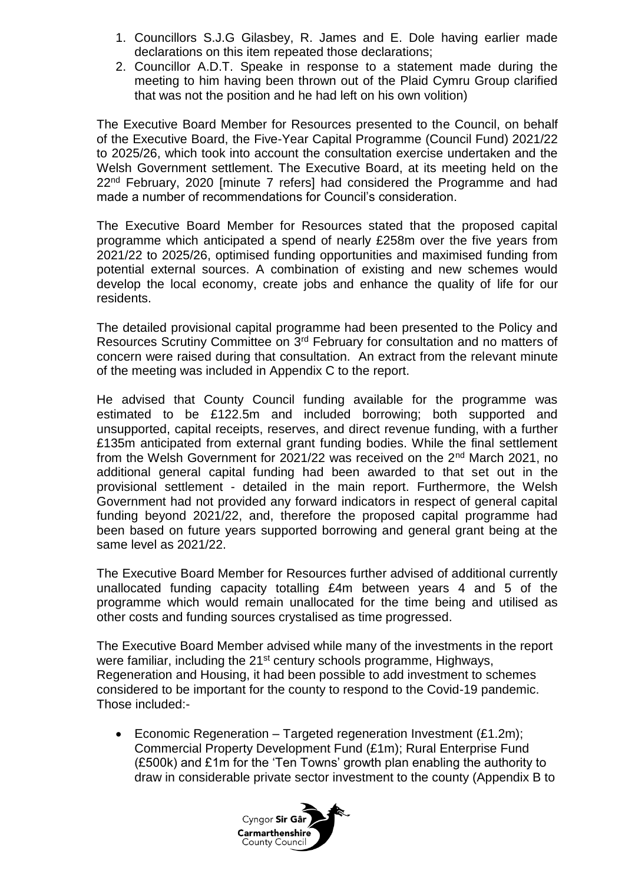1. Councillors S.J.G Gilasbey, R. James and E. Dole having earlier made declarations on this item repeated those declarations;
2. Councillor A.D.T. Speake in response to a statement made during the meeting to him having been thrown out of the Plaid Cymru Group clarified that was not the position and he had left on his own volition)

The Executive Board Member for Resources presented to the Council, on behalf of the Executive Board, the Five-Year Capital Programme (Council Fund) 2021/22 to 2025/26, which took into account the consultation exercise undertaken and the Welsh Government settlement. The Executive Board, at its meeting held on the 22nd February, 2020 [minute 7 refers] had considered the Programme and had made a number of recommendations for Council's consideration.

The Executive Board Member for Resources stated that the proposed capital programme which anticipated a spend of nearly £258m over the five years from 2021/22 to 2025/26, optimised funding opportunities and maximised funding from potential external sources. A combination of existing and new schemes would develop the local economy, create jobs and enhance the quality of life for our residents.

The detailed provisional capital programme had been presented to the Policy and Resources Scrutiny Committee on 3rd February for consultation and no matters of concern were raised during that consultation. An extract from the relevant minute of the meeting was included in Appendix C to the report.

He advised that County Council funding available for the programme was estimated to be £122.5m and included borrowing; both supported and unsupported, capital receipts, reserves, and direct revenue funding, with a further £135m anticipated from external grant funding bodies. While the final settlement from the Welsh Government for 2021/22 was received on the 2nd March 2021, no additional general capital funding had been awarded to that set out in the provisional settlement - detailed in the main report. Furthermore, the Welsh Government had not provided any forward indicators in respect of general capital funding beyond 2021/22, and, therefore the proposed capital programme had been based on future years supported borrowing and general grant being at the same level as 2021/22.

The Executive Board Member for Resources further advised of additional currently unallocated funding capacity totalling £4m between years 4 and 5 of the programme which would remain unallocated for the time being and utilised as other costs and funding sources crystalised as time progressed.

The Executive Board Member advised while many of the investments in the report were familiar, including the 21st century schools programme, Highways, Regeneration and Housing, it had been possible to add investment to schemes considered to be important for the county to respond to the Covid-19 pandemic. Those included:-

- Economic Regeneration – Targeted regeneration Investment (£1.2m); Commercial Property Development Fund (£1m); Rural Enterprise Fund (£500k) and £1m for the 'Ten Towns' growth plan enabling the authority to draw in considerable private sector investment to the county (Appendix B to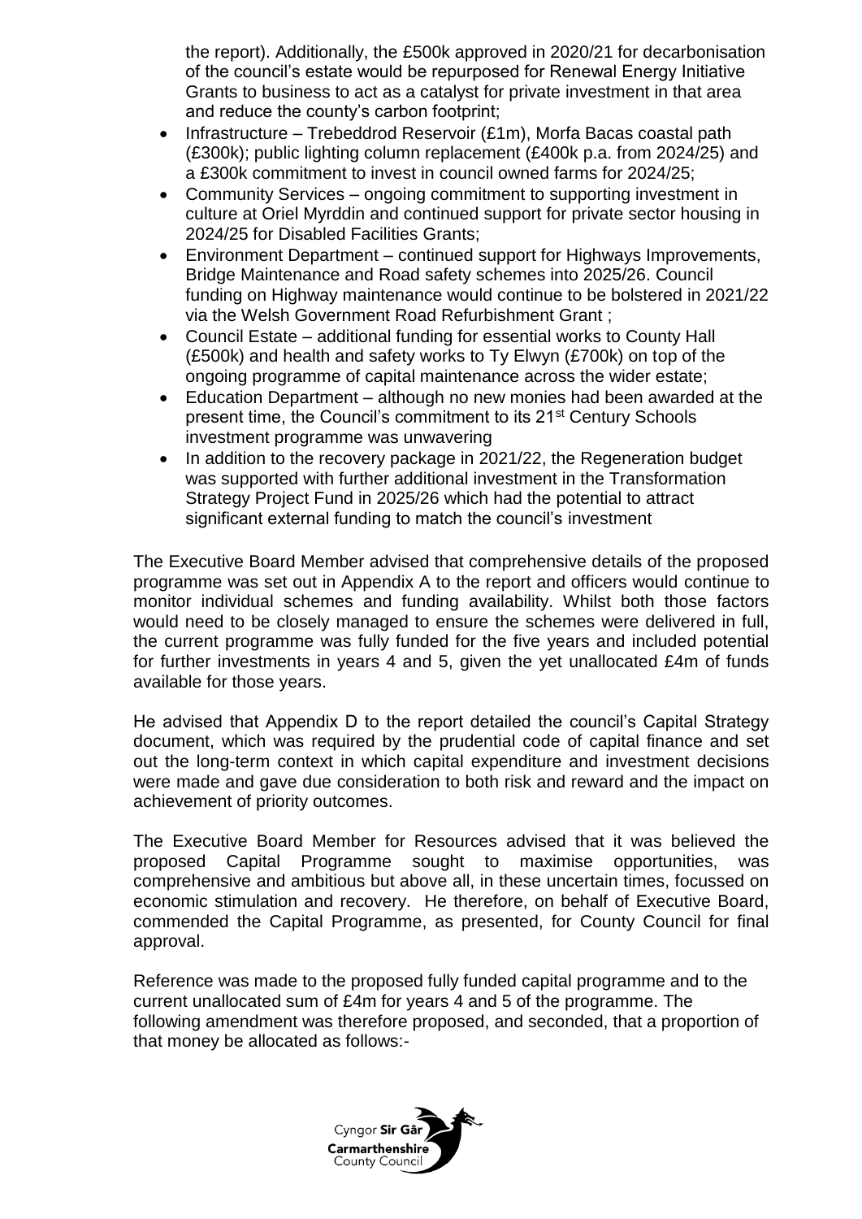the report). Additionally, the £500k approved in 2020/21 for decarbonisation of the council's estate would be repurposed for Renewal Energy Initiative Grants to business to act as a catalyst for private investment in that area and reduce the county's carbon footprint;

- Infrastructure – Trebeddrod Reservoir (£1m), Morfa Bacas coastal path (£300k); public lighting column replacement (£400k p.a. from 2024/25) and a £300k commitment to invest in council owned farms for 2024/25;
- Community Services – ongoing commitment to supporting investment in culture at Oriel Myrddin and continued support for private sector housing in 2024/25 for Disabled Facilities Grants;
- Environment Department – continued support for Highways Improvements, Bridge Maintenance and Road safety schemes into 2025/26. Council funding on Highway maintenance would continue to be bolstered in 2021/22 via the Welsh Government Road Refurbishment Grant ;
- Council Estate – additional funding for essential works to County Hall (£500k) and health and safety works to Ty Elwyn (£700k) on top of the ongoing programme of capital maintenance across the wider estate;
- Education Department – although no new monies had been awarded at the present time, the Council's commitment to its 21st Century Schools investment programme was unwavering
- In addition to the recovery package in 2021/22, the Regeneration budget was supported with further additional investment in the Transformation Strategy Project Fund in 2025/26 which had the potential to attract significant external funding to match the council's investment

The Executive Board Member advised that comprehensive details of the proposed programme was set out in Appendix A to the report and officers would continue to monitor individual schemes and funding availability. Whilst both those factors would need to be closely managed to ensure the schemes were delivered in full, the current programme was fully funded for the five years and included potential for further investments in years 4 and 5, given the yet unallocated £4m of funds available for those years.

He advised that Appendix D to the report detailed the council's Capital Strategy document, which was required by the prudential code of capital finance and set out the long-term context in which capital expenditure and investment decisions were made and gave due consideration to both risk and reward and the impact on achievement of priority outcomes.

The Executive Board Member for Resources advised that it was believed the proposed Capital Programme sought to maximise opportunities, was comprehensive and ambitious but above all, in these uncertain times, focussed on economic stimulation and recovery. He therefore, on behalf of Executive Board, commended the Capital Programme, as presented, for County Council for final approval.

Reference was made to the proposed fully funded capital programme and to the current unallocated sum of £4m for years 4 and 5 of the programme. The following amendment was therefore proposed, and seconded, that a proportion of that money be allocated as follows:-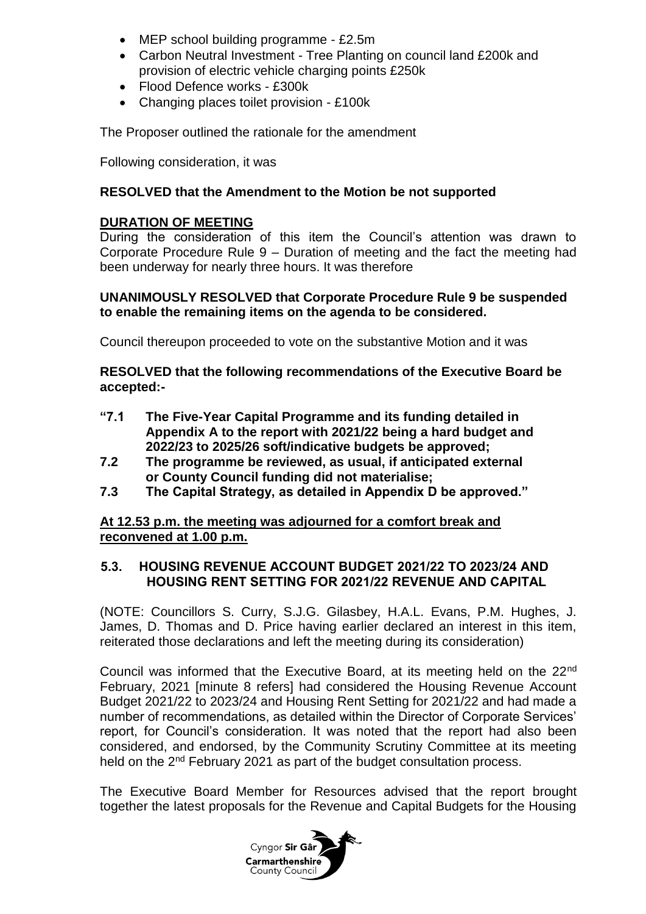- MEP school building programme - £2.5m
- Carbon Neutral Investment - Tree Planting on council land £200k and provision of electric vehicle charging points £250k
- Flood Defence works - £300k
- Changing places toilet provision - £100k

The Proposer outlined the rationale for the amendment

Following consideration, it was

**RESOLVED that the Amendment to the Motion be not supported**

**DURATION OF MEETING**

During the consideration of this item the Council's attention was drawn to Corporate Procedure Rule 9 – Duration of meeting and the fact the meeting had been underway for nearly three hours. It was therefore

**UNANIMOUSLY RESOLVED that Corporate Procedure Rule 9 be suspended to enable the remaining items on the agenda to be considered.**

Council thereupon proceeded to vote on the substantive Motion and it was

**RESOLVED that the following recommendations of the Executive Board be accepted:-**

**"7.1 The Five-Year Capital Programme and its funding detailed in Appendix A to the report with 2021/22 being a hard budget and 2022/23 to 2025/26 soft/indicative budgets be approved;**
**7.2 The programme be reviewed, as usual, if anticipated external or County Council funding did not materialise;**
**7.3 The Capital Strategy, as detailed in Appendix D be approved."**

**At 12.53 p.m. the meeting was adjourned for a comfort break and reconvened at 1.00 p.m.**

## 5.3. HOUSING REVENUE ACCOUNT BUDGET 2021/22 TO 2023/24 AND HOUSING RENT SETTING FOR 2021/22 REVENUE AND CAPITAL

(NOTE: Councillors S. Curry, S.J.G. Gilasbey, H.A.L. Evans, P.M. Hughes, J. James, D. Thomas and D. Price having earlier declared an interest in this item, reiterated those declarations and left the meeting during its consideration)

Council was informed that the Executive Board, at its meeting held on the 22nd February, 2021 [minute 8 refers] had considered the Housing Revenue Account Budget 2021/22 to 2023/24 and Housing Rent Setting for 2021/22 and had made a number of recommendations, as detailed within the Director of Corporate Services' report, for Council's consideration. It was noted that the report had also been considered, and endorsed, by the Community Scrutiny Committee at its meeting held on the 2nd February 2021 as part of the budget consultation process.

The Executive Board Member for Resources advised that the report brought together the latest proposals for the Revenue and Capital Budgets for the Housing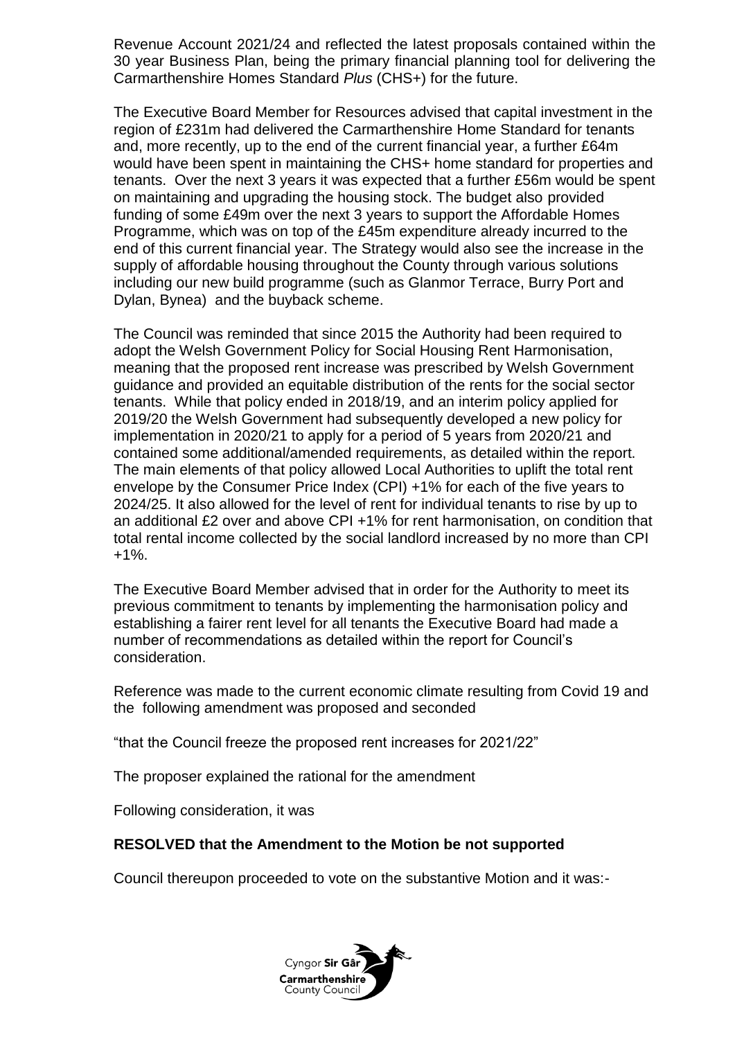Revenue Account 2021/24 and reflected the latest proposals contained within the 30 year Business Plan, being the primary financial planning tool for delivering the Carmarthenshire Homes Standard *Plus* (CHS+) for the future.

The Executive Board Member for Resources advised that capital investment in the region of £231m had delivered the Carmarthenshire Home Standard for tenants and, more recently, up to the end of the current financial year, a further £64m would have been spent in maintaining the CHS+ home standard for properties and tenants. Over the next 3 years it was expected that a further £56m would be spent on maintaining and upgrading the housing stock. The budget also provided funding of some £49m over the next 3 years to support the Affordable Homes Programme, which was on top of the £45m expenditure already incurred to the end of this current financial year. The Strategy would also see the increase in the supply of affordable housing throughout the County through various solutions including our new build programme (such as Glanmor Terrace, Burry Port and Dylan, Bynea) and the buyback scheme.

The Council was reminded that since 2015 the Authority had been required to adopt the Welsh Government Policy for Social Housing Rent Harmonisation, meaning that the proposed rent increase was prescribed by Welsh Government guidance and provided an equitable distribution of the rents for the social sector tenants. While that policy ended in 2018/19, and an interim policy applied for 2019/20 the Welsh Government had subsequently developed a new policy for implementation in 2020/21 to apply for a period of 5 years from 2020/21 and contained some additional/amended requirements, as detailed within the report. The main elements of that policy allowed Local Authorities to uplift the total rent envelope by the Consumer Price Index (CPI) +1% for each of the five years to 2024/25. It also allowed for the level of rent for individual tenants to rise by up to an additional £2 over and above CPI +1% for rent harmonisation, on condition that total rental income collected by the social landlord increased by no more than CPI +1%.

The Executive Board Member advised that in order for the Authority to meet its previous commitment to tenants by implementing the harmonisation policy and establishing a fairer rent level for all tenants the Executive Board had made a number of recommendations as detailed within the report for Council's consideration.

Reference was made to the current economic climate resulting from Covid 19 and the following amendment was proposed and seconded

"that the Council freeze the proposed rent increases for 2021/22"

The proposer explained the rational for the amendment

Following consideration, it was

**RESOLVED that the Amendment to the Motion be not supported**

Council thereupon proceeded to vote on the substantive Motion and it was:-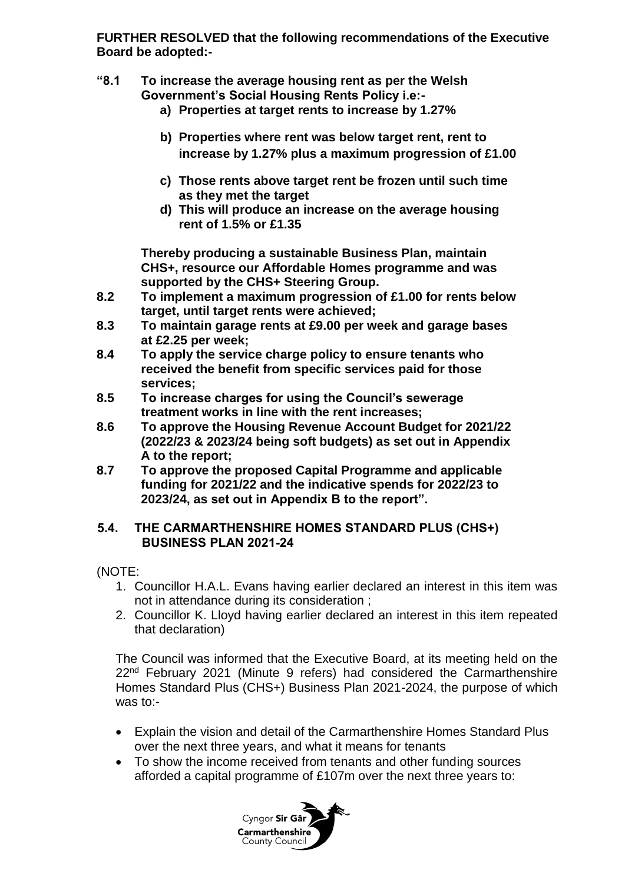**FURTHER RESOLVED that the following recommendations of the Executive Board be adopted:-**

**"8.1 To increase the average housing rent as per the Welsh Government's Social Housing Rents Policy i.e:-**

- **a) Properties at target rents to increase by 1.27%**
- **b) Properties where rent was below target rent, rent to increase by 1.27% plus a maximum progression of £1.00**
- **c) Those rents above target rent be frozen until such time as they met the target**
- **d) This will produce an increase on the average housing rent of 1.5% or £1.35**

**Thereby producing a sustainable Business Plan, maintain CHS+, resource our Affordable Homes programme and was supported by the CHS+ Steering Group.**

**8.2 To implement a maximum progression of £1.00 for rents below target, until target rents were achieved;**

**8.3 To maintain garage rents at £9.00 per week and garage bases at £2.25 per week;**

**8.4 To apply the service charge policy to ensure tenants who received the benefit from specific services paid for those services;**

**8.5 To increase charges for using the Council's sewerage treatment works in line with the rent increases;**

**8.6 To approve the Housing Revenue Account Budget for 2021/22 (2022/23 & 2023/24 being soft budgets) as set out in Appendix A to the report;**

**8.7 To approve the proposed Capital Programme and applicable funding for 2021/22 and the indicative spends for 2022/23 to 2023/24, as set out in Appendix B to the report".**

## 5.4. THE CARMARTHENSHIRE HOMES STANDARD PLUS (CHS+) BUSINESS PLAN 2021-24

(NOTE:

1. Councillor H.A.L. Evans having earlier declared an interest in this item was not in attendance during its consideration ;
2. Councillor K. Lloyd having earlier declared an interest in this item repeated that declaration)

The Council was informed that the Executive Board, at its meeting held on the 22nd February 2021 (Minute 9 refers) had considered the Carmarthenshire Homes Standard Plus (CHS+) Business Plan 2021-2024, the purpose of which was to:-

- Explain the vision and detail of the Carmarthenshire Homes Standard Plus over the next three years, and what it means for tenants
- To show the income received from tenants and other funding sources afforded a capital programme of £107m over the next three years to: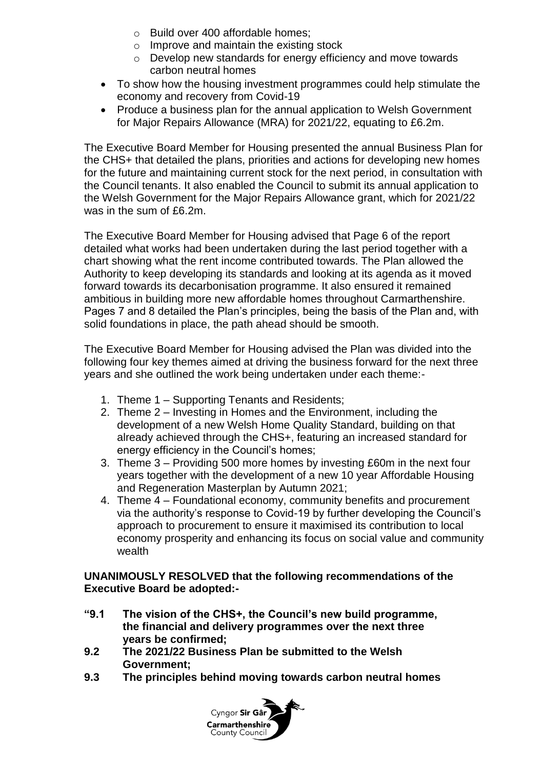- Build over 400 affordable homes;
  - Improve and maintain the existing stock
  - Develop new standards for energy efficiency and move towards carbon neutral homes
- To show how the housing investment programmes could help stimulate the economy and recovery from Covid-19
- Produce a business plan for the annual application to Welsh Government for Major Repairs Allowance (MRA) for 2021/22, equating to £6.2m.

The Executive Board Member for Housing presented the annual Business Plan for the CHS+ that detailed the plans, priorities and actions for developing new homes for the future and maintaining current stock for the next period, in consultation with the Council tenants. It also enabled the Council to submit its annual application to the Welsh Government for the Major Repairs Allowance grant, which for 2021/22 was in the sum of £6.2m.

The Executive Board Member for Housing advised that Page 6 of the report detailed what works had been undertaken during the last period together with a chart showing what the rent income contributed towards. The Plan allowed the Authority to keep developing its standards and looking at its agenda as it moved forward towards its decarbonisation programme. It also ensured it remained ambitious in building more new affordable homes throughout Carmarthenshire. Pages 7 and 8 detailed the Plan's principles, being the basis of the Plan and, with solid foundations in place, the path ahead should be smooth.

The Executive Board Member for Housing advised the Plan was divided into the following four key themes aimed at driving the business forward for the next three years and she outlined the work being undertaken under each theme:-

1. Theme 1 – Supporting Tenants and Residents;
2. Theme 2 – Investing in Homes and the Environment, including the development of a new Welsh Home Quality Standard, building on that already achieved through the CHS+, featuring an increased standard for energy efficiency in the Council's homes;
3. Theme 3 – Providing 500 more homes by investing £60m in the next four years together with the development of a new 10 year Affordable Housing and Regeneration Masterplan by Autumn 2021;
4. Theme 4 – Foundational economy, community benefits and procurement via the authority's response to Covid-19 by further developing the Council's approach to procurement to ensure it maximised its contribution to local economy prosperity and enhancing its focus on social value and community wealth

**UNANIMOUSLY RESOLVED that the following recommendations of the Executive Board be adopted:-**

**"9.1 The vision of the CHS+, the Council's new build programme, the financial and delivery programmes over the next three years be confirmed;**

**9.2 The 2021/22 Business Plan be submitted to the Welsh Government;**

**9.3 The principles behind moving towards carbon neutral homes**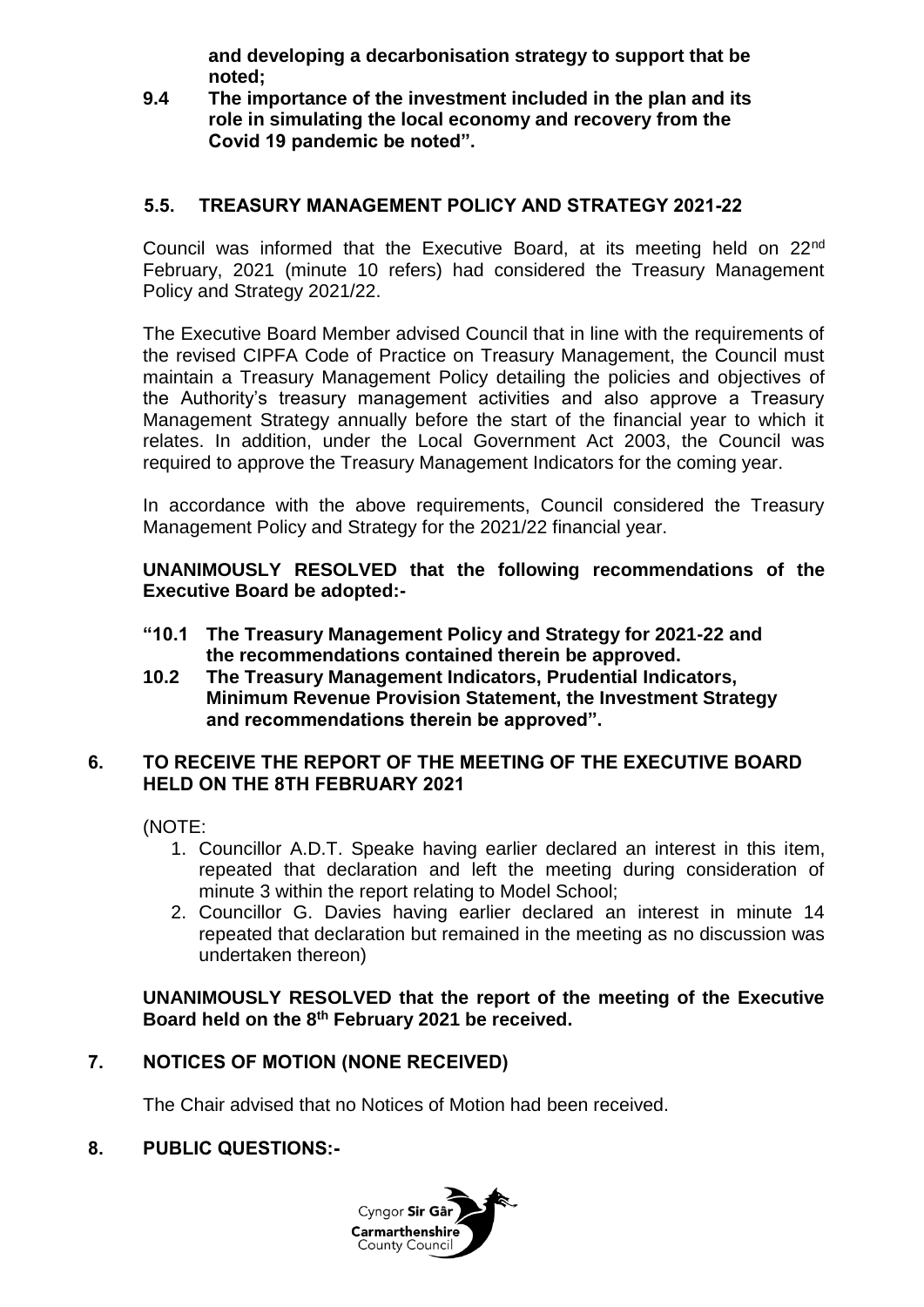**and developing a decarbonisation strategy to support that be noted;**

**9.4 The importance of the investment included in the plan and its role in simulating the local economy and recovery from the Covid 19 pandemic be noted".**

## 5.5. TREASURY MANAGEMENT POLICY AND STRATEGY 2021-22

Council was informed that the Executive Board, at its meeting held on 22nd February, 2021 (minute 10 refers) had considered the Treasury Management Policy and Strategy 2021/22.

The Executive Board Member advised Council that in line with the requirements of the revised CIPFA Code of Practice on Treasury Management, the Council must maintain a Treasury Management Policy detailing the policies and objectives of the Authority's treasury management activities and also approve a Treasury Management Strategy annually before the start of the financial year to which it relates. In addition, under the Local Government Act 2003, the Council was required to approve the Treasury Management Indicators for the coming year.

In accordance with the above requirements, Council considered the Treasury Management Policy and Strategy for the 2021/22 financial year.

**UNANIMOUSLY RESOLVED that the following recommendations of the Executive Board be adopted:-**

**"10.1 The Treasury Management Policy and Strategy for 2021-22 and the recommendations contained therein be approved.**

**10.2 The Treasury Management Indicators, Prudential Indicators, Minimum Revenue Provision Statement, the Investment Strategy and recommendations therein be approved".**

## 6. TO RECEIVE THE REPORT OF THE MEETING OF THE EXECUTIVE BOARD HELD ON THE 8TH FEBRUARY 2021

(NOTE:

1. Councillor A.D.T. Speake having earlier declared an interest in this item, repeated that declaration and left the meeting during consideration of minute 3 within the report relating to Model School;
2. Councillor G. Davies having earlier declared an interest in minute 14 repeated that declaration but remained in the meeting as no discussion was undertaken thereon)

**UNANIMOUSLY RESOLVED that the report of the meeting of the Executive Board held on the 8th February 2021 be received.**

## 7. NOTICES OF MOTION (NONE RECEIVED)

The Chair advised that no Notices of Motion had been received.

## 8. PUBLIC QUESTIONS:-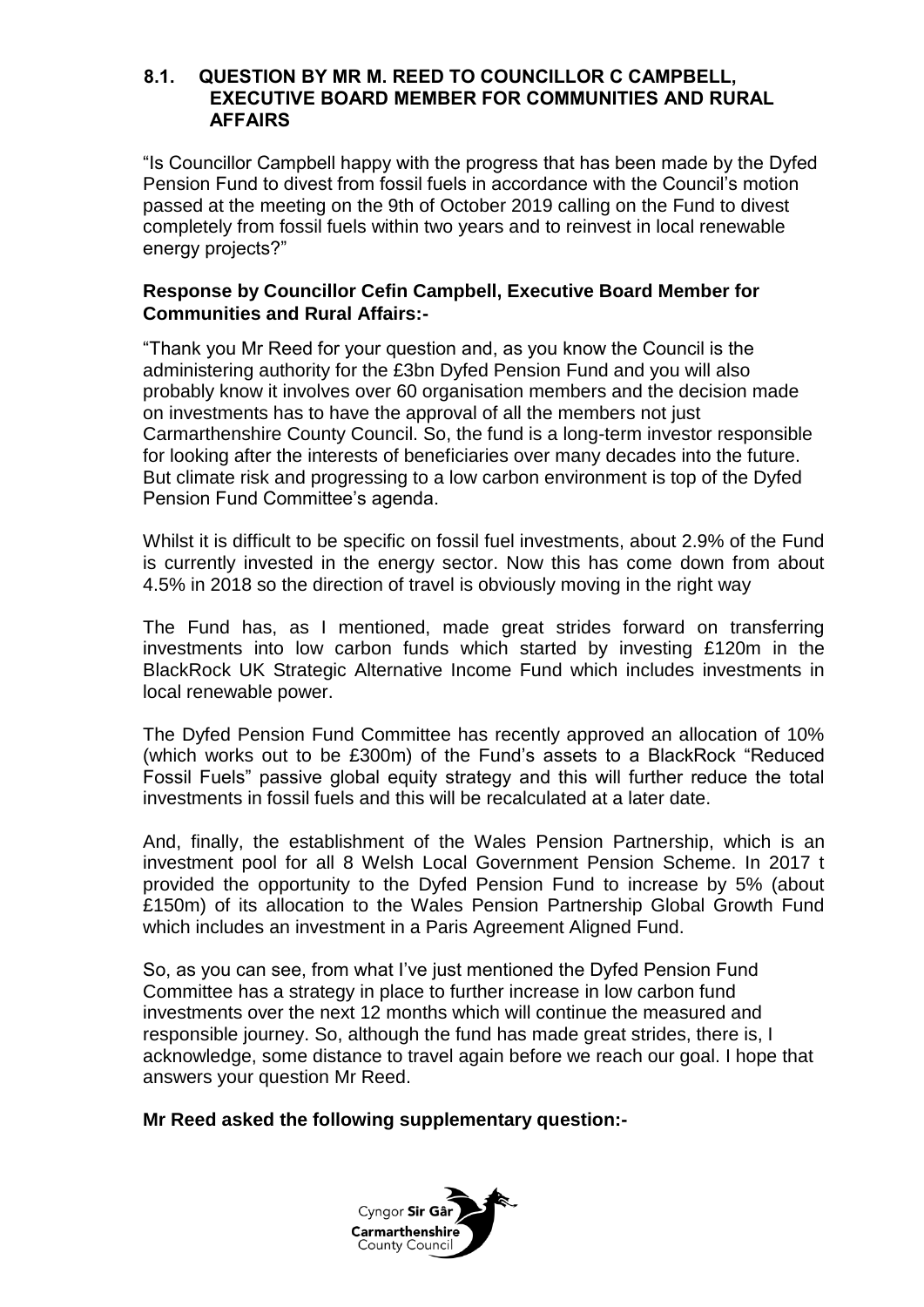### 8.1. QUESTION BY MR M. REED TO COUNCILLOR C CAMPBELL, EXECUTIVE BOARD MEMBER FOR COMMUNITIES AND RURAL AFFAIRS

"Is Councillor Campbell happy with the progress that has been made by the Dyfed Pension Fund to divest from fossil fuels in accordance with the Council's motion passed at the meeting on the 9th of October 2019 calling on the Fund to divest completely from fossil fuels within two years and to reinvest in local renewable energy projects?"

**Response by Councillor Cefin Campbell, Executive Board Member for Communities and Rural Affairs:-**

"Thank you Mr Reed for your question and, as you know the Council is the administering authority for the £3bn Dyfed Pension Fund and you will also probably know it involves over 60 organisation members and the decision made on investments has to have the approval of all the members not just Carmarthenshire County Council. So, the fund is a long-term investor responsible for looking after the interests of beneficiaries over many decades into the future. But climate risk and progressing to a low carbon environment is top of the Dyfed Pension Fund Committee's agenda.

Whilst it is difficult to be specific on fossil fuel investments, about 2.9% of the Fund is currently invested in the energy sector. Now this has come down from about 4.5% in 2018 so the direction of travel is obviously moving in the right way

The Fund has, as I mentioned, made great strides forward on transferring investments into low carbon funds which started by investing £120m in the BlackRock UK Strategic Alternative Income Fund which includes investments in local renewable power.

The Dyfed Pension Fund Committee has recently approved an allocation of 10% (which works out to be £300m) of the Fund's assets to a BlackRock "Reduced Fossil Fuels" passive global equity strategy and this will further reduce the total investments in fossil fuels and this will be recalculated at a later date.

And, finally, the establishment of the Wales Pension Partnership, which is an investment pool for all 8 Welsh Local Government Pension Scheme. In 2017 t provided the opportunity to the Dyfed Pension Fund to increase by 5% (about £150m) of its allocation to the Wales Pension Partnership Global Growth Fund which includes an investment in a Paris Agreement Aligned Fund.

So, as you can see, from what I've just mentioned the Dyfed Pension Fund Committee has a strategy in place to further increase in low carbon fund investments over the next 12 months which will continue the measured and responsible journey. So, although the fund has made great strides, there is, I acknowledge, some distance to travel again before we reach our goal. I hope that answers your question Mr Reed.

**Mr Reed asked the following supplementary question:-**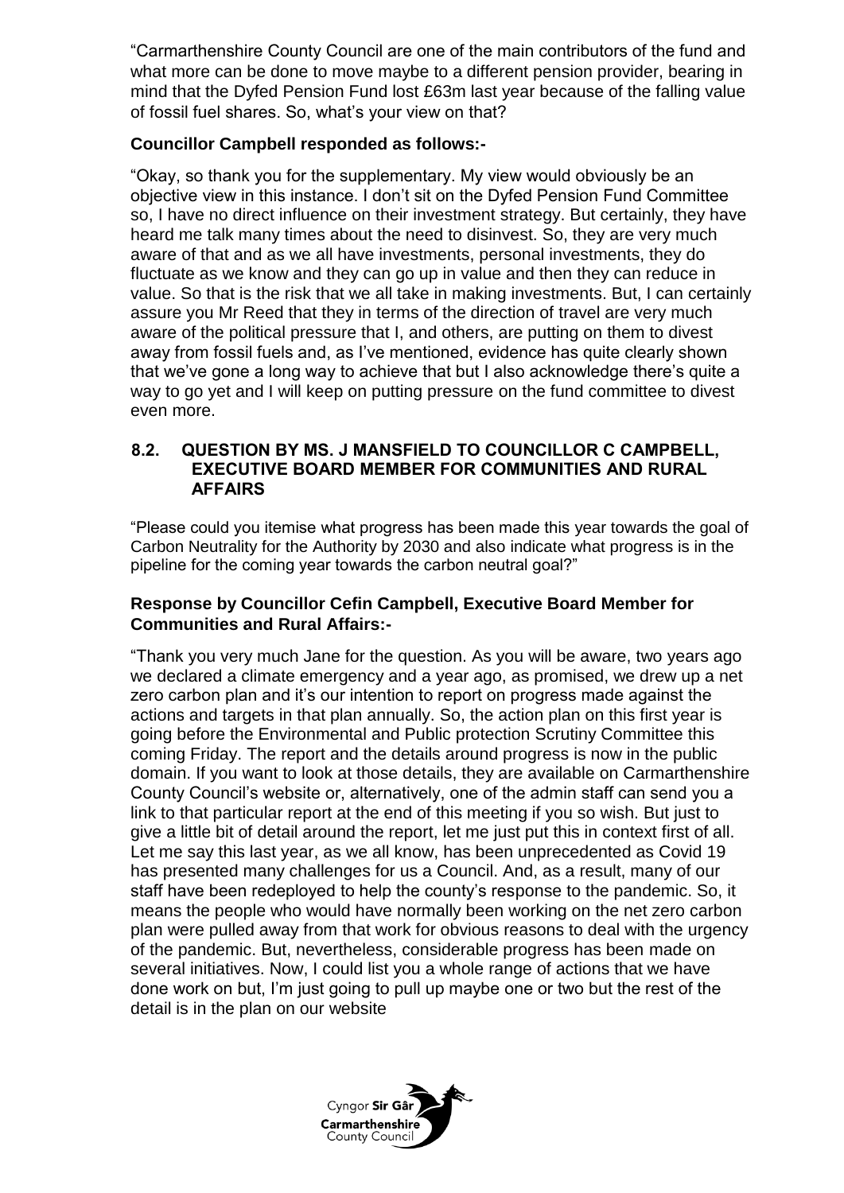"Carmarthenshire County Council are one of the main contributors of the fund and what more can be done to move maybe to a different pension provider, bearing in mind that the Dyfed Pension Fund lost £63m last year because of the falling value of fossil fuel shares. So, what's your view on that?

**Councillor Campbell responded as follows:-**

"Okay, so thank you for the supplementary. My view would obviously be an objective view in this instance. I don't sit on the Dyfed Pension Fund Committee so, I have no direct influence on their investment strategy. But certainly, they have heard me talk many times about the need to disinvest. So, they are very much aware of that and as we all have investments, personal investments, they do fluctuate as we know and they can go up in value and then they can reduce in value. So that is the risk that we all take in making investments. But, I can certainly assure you Mr Reed that they in terms of the direction of travel are very much aware of the political pressure that I, and others, are putting on them to divest away from fossil fuels and, as I've mentioned, evidence has quite clearly shown that we've gone a long way to achieve that but I also acknowledge there's quite a way to go yet and I will keep on putting pressure on the fund committee to divest even more.

### 8.2. QUESTION BY MS. J MANSFIELD TO COUNCILLOR C CAMPBELL, EXECUTIVE BOARD MEMBER FOR COMMUNITIES AND RURAL AFFAIRS

"Please could you itemise what progress has been made this year towards the goal of Carbon Neutrality for the Authority by 2030 and also indicate what progress is in the pipeline for the coming year towards the carbon neutral goal?"

**Response by Councillor Cefin Campbell, Executive Board Member for Communities and Rural Affairs:-**

"Thank you very much Jane for the question. As you will be aware, two years ago we declared a climate emergency and a year ago, as promised, we drew up a net zero carbon plan and it's our intention to report on progress made against the actions and targets in that plan annually. So, the action plan on this first year is going before the Environmental and Public protection Scrutiny Committee this coming Friday. The report and the details around progress is now in the public domain. If you want to look at those details, they are available on Carmarthenshire County Council's website or, alternatively, one of the admin staff can send you a link to that particular report at the end of this meeting if you so wish. But just to give a little bit of detail around the report, let me just put this in context first of all. Let me say this last year, as we all know, has been unprecedented as Covid 19 has presented many challenges for us a Council. And, as a result, many of our staff have been redeployed to help the county's response to the pandemic. So, it means the people who would have normally been working on the net zero carbon plan were pulled away from that work for obvious reasons to deal with the urgency of the pandemic. But, nevertheless, considerable progress has been made on several initiatives. Now, I could list you a whole range of actions that we have done work on but, I'm just going to pull up maybe one or two but the rest of the detail is in the plan on our website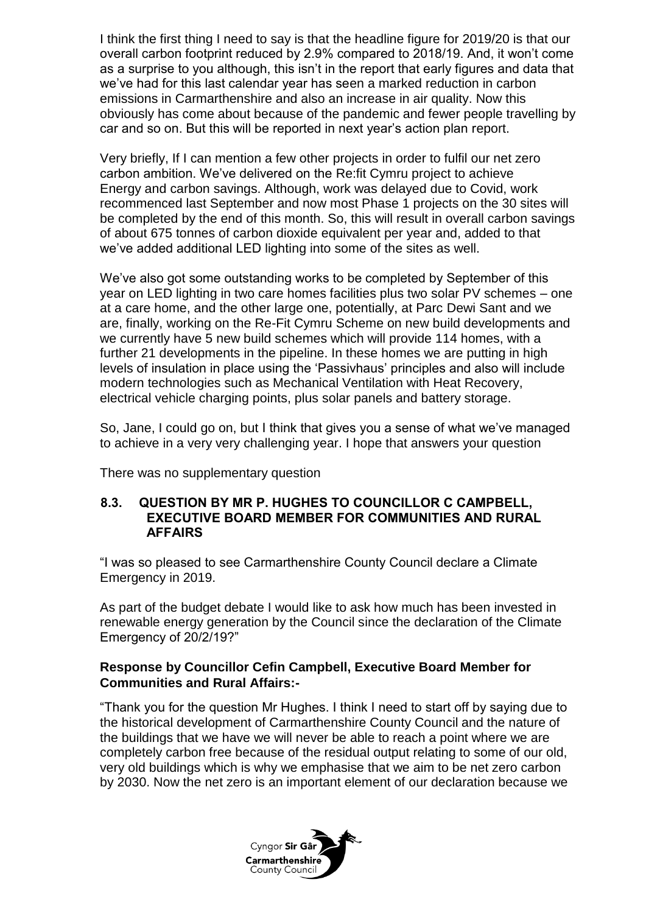I think the first thing I need to say is that the headline figure for 2019/20 is that our overall carbon footprint reduced by 2.9% compared to 2018/19. And, it won't come as a surprise to you although, this isn't in the report that early figures and data that we've had for this last calendar year has seen a marked reduction in carbon emissions in Carmarthenshire and also an increase in air quality. Now this obviously has come about because of the pandemic and fewer people travelling by car and so on. But this will be reported in next year's action plan report.

Very briefly, If I can mention a few other projects in order to fulfil our net zero carbon ambition. We've delivered on the Re:fit Cymru project to achieve Energy and carbon savings. Although, work was delayed due to Covid, work recommenced last September and now most Phase 1 projects on the 30 sites will be completed by the end of this month. So, this will result in overall carbon savings of about 675 tonnes of carbon dioxide equivalent per year and, added to that we've added additional LED lighting into some of the sites as well.

We've also got some outstanding works to be completed by September of this year on LED lighting in two care homes facilities plus two solar PV schemes – one at a care home, and the other large one, potentially, at Parc Dewi Sant and we are, finally, working on the Re-Fit Cymru Scheme on new build developments and we currently have 5 new build schemes which will provide 114 homes, with a further 21 developments in the pipeline. In these homes we are putting in high levels of insulation in place using the 'Passivhaus' principles and also will include modern technologies such as Mechanical Ventilation with Heat Recovery, electrical vehicle charging points, plus solar panels and battery storage.

So, Jane, I could go on, but I think that gives you a sense of what we've managed to achieve in a very very challenging year. I hope that answers your question

There was no supplementary question

## 8.3. QUESTION BY MR P. HUGHES TO COUNCILLOR C CAMPBELL, EXECUTIVE BOARD MEMBER FOR COMMUNITIES AND RURAL AFFAIRS

"I was so pleased to see Carmarthenshire County Council declare a Climate Emergency in 2019.

As part of the budget debate I would like to ask how much has been invested in renewable energy generation by the Council since the declaration of the Climate Emergency of 20/2/19?"

**Response by Councillor Cefin Campbell, Executive Board Member for Communities and Rural Affairs:-**

"Thank you for the question Mr Hughes. I think I need to start off by saying due to the historical development of Carmarthenshire County Council and the nature of the buildings that we have we will never be able to reach a point where we are completely carbon free because of the residual output relating to some of our old, very old buildings which is why we emphasise that we aim to be net zero carbon by 2030. Now the net zero is an important element of our declaration because we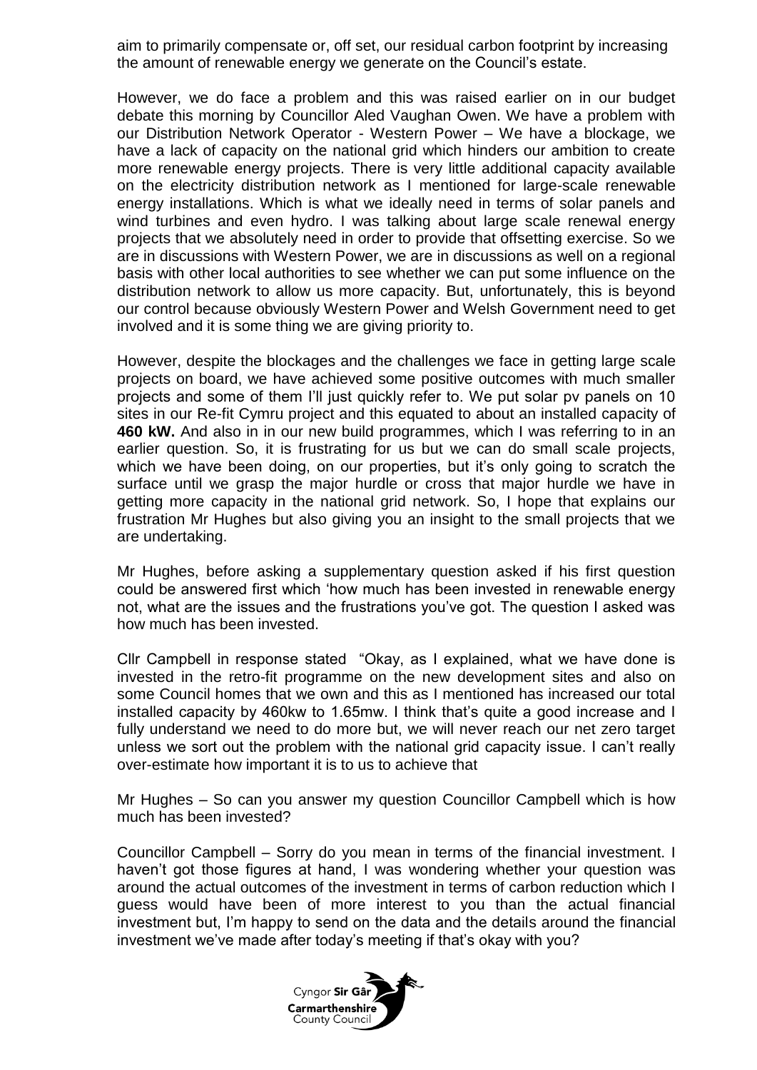aim to primarily compensate or, off set, our residual carbon footprint by increasing the amount of renewable energy we generate on the Council's estate.

However, we do face a problem and this was raised earlier on in our budget debate this morning by Councillor Aled Vaughan Owen. We have a problem with our Distribution Network Operator - Western Power – We have a blockage, we have a lack of capacity on the national grid which hinders our ambition to create more renewable energy projects. There is very little additional capacity available on the electricity distribution network as I mentioned for large-scale renewable energy installations. Which is what we ideally need in terms of solar panels and wind turbines and even hydro. I was talking about large scale renewal energy projects that we absolutely need in order to provide that offsetting exercise. So we are in discussions with Western Power, we are in discussions as well on a regional basis with other local authorities to see whether we can put some influence on the distribution network to allow us more capacity. But, unfortunately, this is beyond our control because obviously Western Power and Welsh Government need to get involved and it is some thing we are giving priority to.

However, despite the blockages and the challenges we face in getting large scale projects on board, we have achieved some positive outcomes with much smaller projects and some of them I'll just quickly refer to. We put solar pv panels on 10 sites in our Re-fit Cymru project and this equated to about an installed capacity of **460 kW.** And also in in our new build programmes, which I was referring to in an earlier question. So, it is frustrating for us but we can do small scale projects, which we have been doing, on our properties, but it's only going to scratch the surface until we grasp the major hurdle or cross that major hurdle we have in getting more capacity in the national grid network. So, I hope that explains our frustration Mr Hughes but also giving you an insight to the small projects that we are undertaking.

Mr Hughes, before asking a supplementary question asked if his first question could be answered first which 'how much has been invested in renewable energy not, what are the issues and the frustrations you've got. The question I asked was how much has been invested.

Cllr Campbell in response stated "Okay, as I explained, what we have done is invested in the retro-fit programme on the new development sites and also on some Council homes that we own and this as I mentioned has increased our total installed capacity by 460kw to 1.65mw. I think that's quite a good increase and I fully understand we need to do more but, we will never reach our net zero target unless we sort out the problem with the national grid capacity issue. I can't really over-estimate how important it is to us to achieve that

Mr Hughes – So can you answer my question Councillor Campbell which is how much has been invested?

Councillor Campbell – Sorry do you mean in terms of the financial investment. I haven't got those figures at hand, I was wondering whether your question was around the actual outcomes of the investment in terms of carbon reduction which I guess would have been of more interest to you than the actual financial investment but, I'm happy to send on the data and the details around the financial investment we've made after today's meeting if that's okay with you?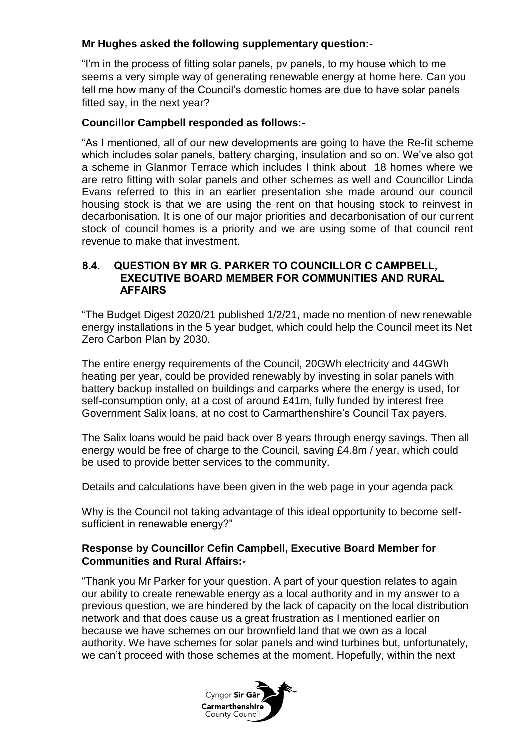**Mr Hughes asked the following supplementary question:-**

"I'm in the process of fitting solar panels, pv panels, to my house which to me seems a very simple way of generating renewable energy at home here. Can you tell me how many of the Council's domestic homes are due to have solar panels fitted say, in the next year?

**Councillor Campbell responded as follows:-**

"As I mentioned, all of our new developments are going to have the Re-fit scheme which includes solar panels, battery charging, insulation and so on. We've also got a scheme in Glanmor Terrace which includes I think about 18 homes where we are retro fitting with solar panels and other schemes as well and Councillor Linda Evans referred to this in an earlier presentation she made around our council housing stock is that we are using the rent on that housing stock to reinvest in decarbonisation. It is one of our major priorities and decarbonisation of our current stock of council homes is a priority and we are using some of that council rent revenue to make that investment.

## 8.4. QUESTION BY MR G. PARKER TO COUNCILLOR C CAMPBELL, EXECUTIVE BOARD MEMBER FOR COMMUNITIES AND RURAL AFFAIRS

"The Budget Digest 2020/21 published 1/2/21, made no mention of new renewable energy installations in the 5 year budget, which could help the Council meet its Net Zero Carbon Plan by 2030.

The entire energy requirements of the Council, 20GWh electricity and 44GWh heating per year, could be provided renewably by investing in solar panels with battery backup installed on buildings and carparks where the energy is used, for self-consumption only, at a cost of around £41m, fully funded by interest free Government Salix loans, at no cost to Carmarthenshire's Council Tax payers.

The Salix loans would be paid back over 8 years through energy savings. Then all energy would be free of charge to the Council, saving £4.8m / year, which could be used to provide better services to the community.

Details and calculations have been given in the web page in your agenda pack

Why is the Council not taking advantage of this ideal opportunity to become self-sufficient in renewable energy?"

**Response by Councillor Cefin Campbell, Executive Board Member for Communities and Rural Affairs:-**

"Thank you Mr Parker for your question. A part of your question relates to again our ability to create renewable energy as a local authority and in my answer to a previous question, we are hindered by the lack of capacity on the local distribution network and that does cause us a great frustration as I mentioned earlier on because we have schemes on our brownfield land that we own as a local authority. We have schemes for solar panels and wind turbines but, unfortunately, we can't proceed with those schemes at the moment. Hopefully, within the next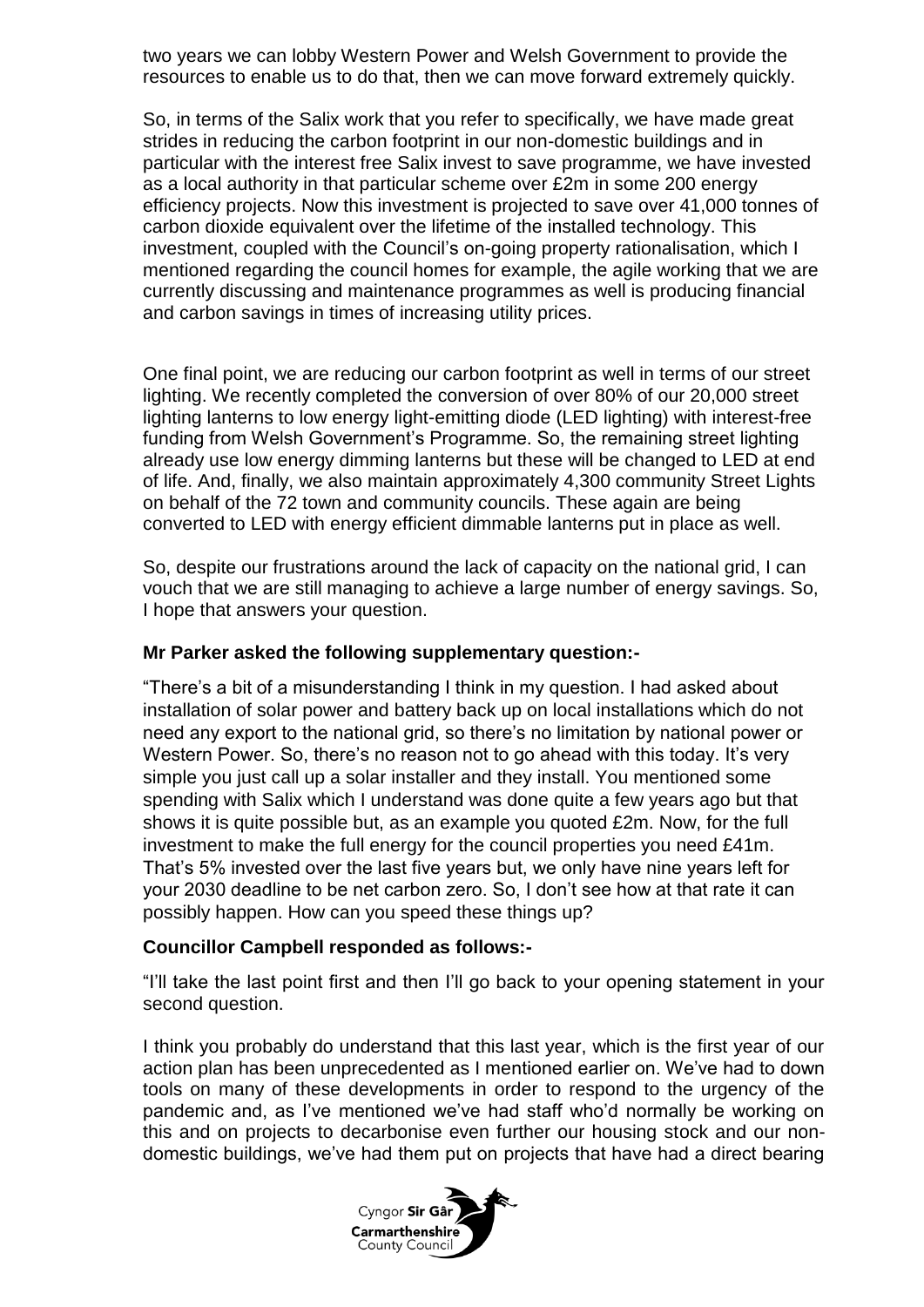two years we can lobby Western Power and Welsh Government to provide the resources to enable us to do that, then we can move forward extremely quickly.

So, in terms of the Salix work that you refer to specifically, we have made great strides in reducing the carbon footprint in our non-domestic buildings and in particular with the interest free Salix invest to save programme, we have invested as a local authority in that particular scheme over £2m in some 200 energy efficiency projects. Now this investment is projected to save over 41,000 tonnes of carbon dioxide equivalent over the lifetime of the installed technology. This investment, coupled with the Council's on-going property rationalisation, which I mentioned regarding the council homes for example, the agile working that we are currently discussing and maintenance programmes as well is producing financial and carbon savings in times of increasing utility prices.

One final point, we are reducing our carbon footprint as well in terms of our street lighting. We recently completed the conversion of over 80% of our 20,000 street lighting lanterns to low energy light-emitting diode (LED lighting) with interest-free funding from Welsh Government's Programme. So, the remaining street lighting already use low energy dimming lanterns but these will be changed to LED at end of life. And, finally, we also maintain approximately 4,300 community Street Lights on behalf of the 72 town and community councils. These again are being converted to LED with energy efficient dimmable lanterns put in place as well.

So, despite our frustrations around the lack of capacity on the national grid, I can vouch that we are still managing to achieve a large number of energy savings. So, I hope that answers your question.

**Mr Parker asked the following supplementary question:-**

"There's a bit of a misunderstanding I think in my question. I had asked about installation of solar power and battery back up on local installations which do not need any export to the national grid, so there's no limitation by national power or Western Power. So, there's no reason not to go ahead with this today. It's very simple you just call up a solar installer and they install. You mentioned some spending with Salix which I understand was done quite a few years ago but that shows it is quite possible but, as an example you quoted £2m. Now, for the full investment to make the full energy for the council properties you need £41m. That's 5% invested over the last five years but, we only have nine years left for your 2030 deadline to be net carbon zero. So, I don't see how at that rate it can possibly happen. How can you speed these things up?

**Councillor Campbell responded as follows:-**

"I'll take the last point first and then I'll go back to your opening statement in your second question.

I think you probably do understand that this last year, which is the first year of our action plan has been unprecedented as I mentioned earlier on. We've had to down tools on many of these developments in order to respond to the urgency of the pandemic and, as I've mentioned we've had staff who'd normally be working on this and on projects to decarbonise even further our housing stock and our non-domestic buildings, we've had them put on projects that have had a direct bearing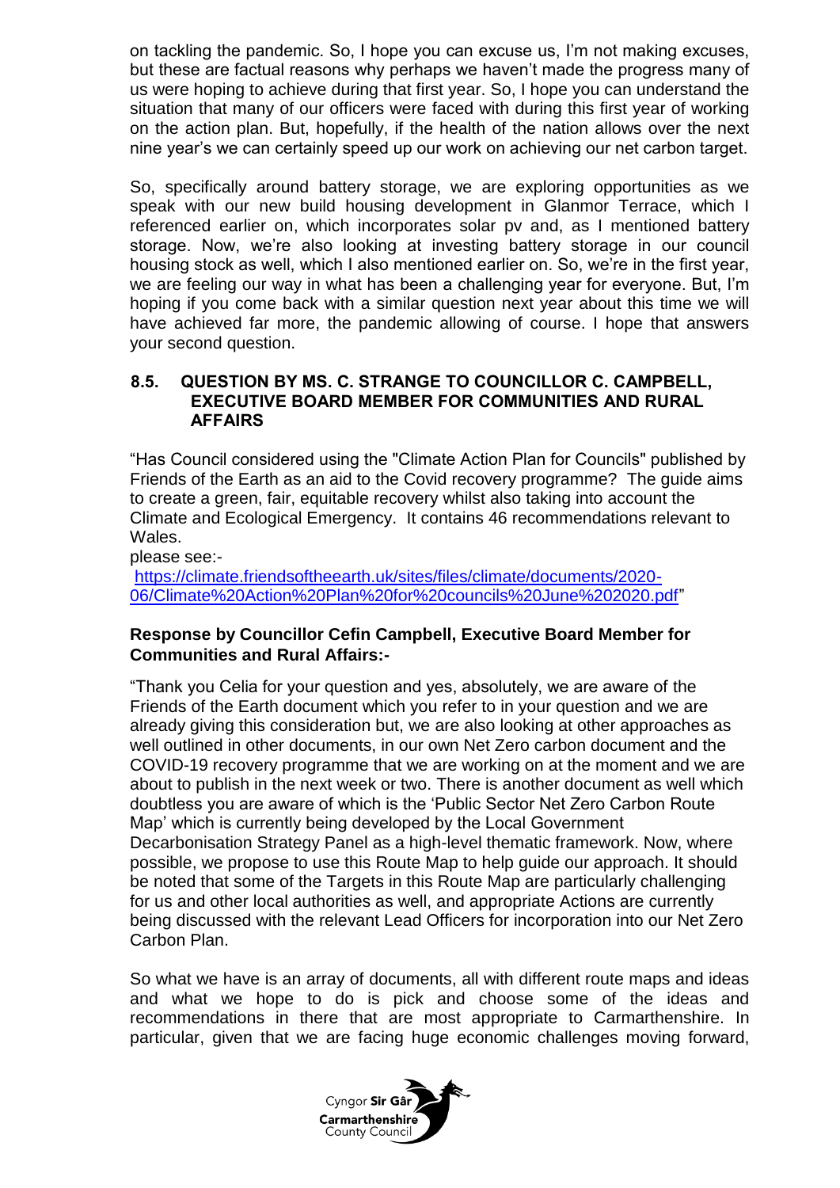on tackling the pandemic. So, I hope you can excuse us, I'm not making excuses, but these are factual reasons why perhaps we haven't made the progress many of us were hoping to achieve during that first year. So, I hope you can understand the situation that many of our officers were faced with during this first year of working on the action plan. But, hopefully, if the health of the nation allows over the next nine year's we can certainly speed up our work on achieving our net carbon target.

So, specifically around battery storage, we are exploring opportunities as we speak with our new build housing development in Glanmor Terrace, which I referenced earlier on, which incorporates solar pv and, as I mentioned battery storage. Now, we're also looking at investing battery storage in our council housing stock as well, which I also mentioned earlier on. So, we're in the first year, we are feeling our way in what has been a challenging year for everyone. But, I'm hoping if you come back with a similar question next year about this time we will have achieved far more, the pandemic allowing of course. I hope that answers your second question.

### 8.5. QUESTION BY MS. C. STRANGE TO COUNCILLOR C. CAMPBELL, EXECUTIVE BOARD MEMBER FOR COMMUNITIES AND RURAL AFFAIRS

"Has Council considered using the "Climate Action Plan for Councils" published by Friends of the Earth as an aid to the Covid recovery programme? The guide aims to create a green, fair, equitable recovery whilst also taking into account the Climate and Ecological Emergency. It contains 46 recommendations relevant to Wales.

please see:-
[https://climate.friendsoftheearth.uk/sites/files/climate/documents/2020-06/Climate%20Action%20Plan%20for%20councils%20June%202020.pdf](https://climate.friendsoftheearth.uk/sites/files/climate/documents/2020-06/Climate%20Action%20Plan%20for%20councils%20June%202020.pdf)"

**Response by Councillor Cefin Campbell, Executive Board Member for Communities and Rural Affairs:-**

"Thank you Celia for your question and yes, absolutely, we are aware of the Friends of the Earth document which you refer to in your question and we are already giving this consideration but, we are also looking at other approaches as well outlined in other documents, in our own Net Zero carbon document and the COVID-19 recovery programme that we are working on at the moment and we are about to publish in the next week or two. There is another document as well which doubtless you are aware of which is the 'Public Sector Net Zero Carbon Route Map' which is currently being developed by the Local Government Decarbonisation Strategy Panel as a high-level thematic framework. Now, where possible, we propose to use this Route Map to help guide our approach. It should be noted that some of the Targets in this Route Map are particularly challenging for us and other local authorities as well, and appropriate Actions are currently being discussed with the relevant Lead Officers for incorporation into our Net Zero Carbon Plan.

So what we have is an array of documents, all with different route maps and ideas and what we hope to do is pick and choose some of the ideas and recommendations in there that are most appropriate to Carmarthenshire. In particular, given that we are facing huge economic challenges moving forward,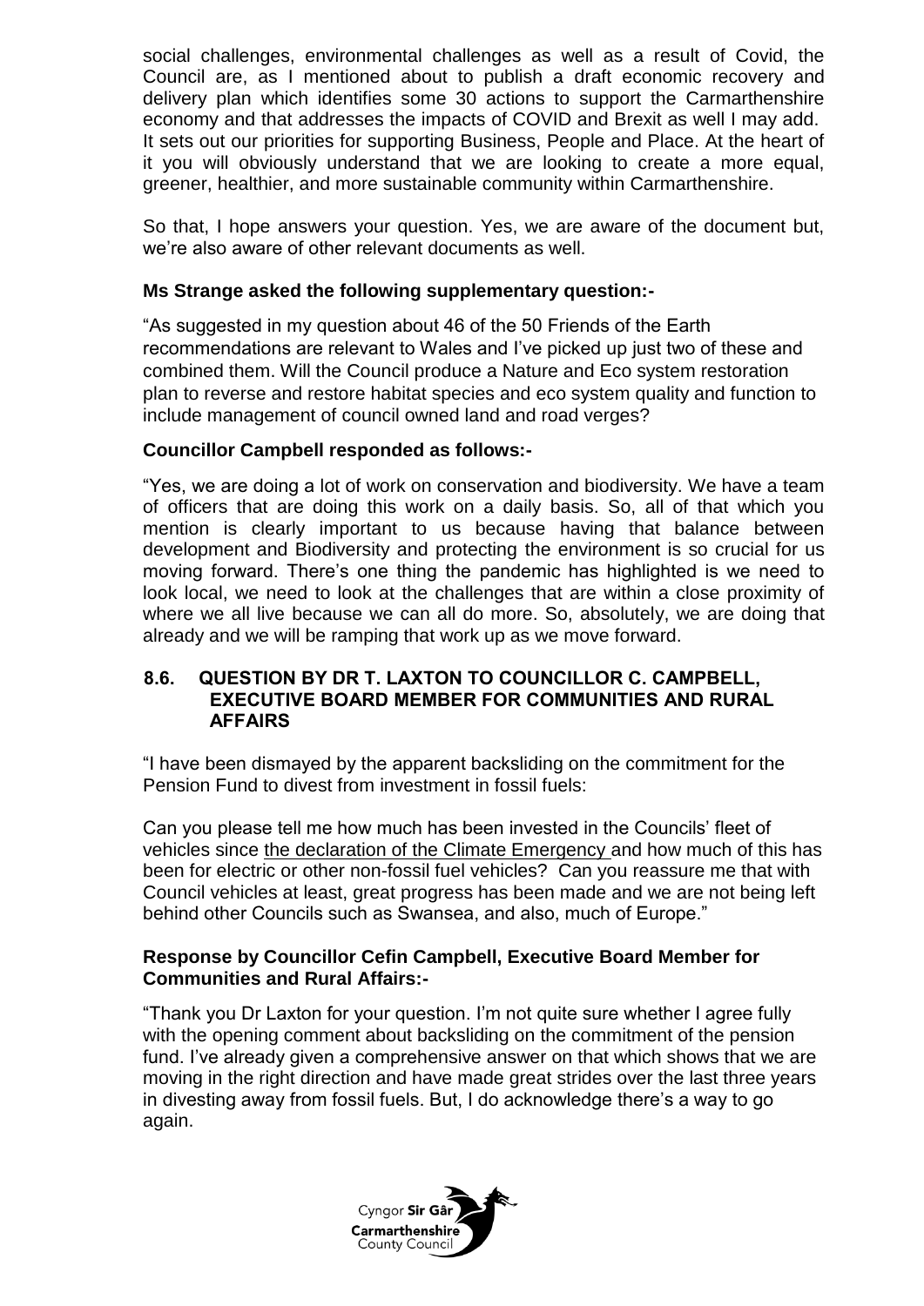social challenges, environmental challenges as well as a result of Covid, the Council are, as I mentioned about to publish a draft economic recovery and delivery plan which identifies some 30 actions to support the Carmarthenshire economy and that addresses the impacts of COVID and Brexit as well I may add. It sets out our priorities for supporting Business, People and Place. At the heart of it you will obviously understand that we are looking to create a more equal, greener, healthier, and more sustainable community within Carmarthenshire.

So that, I hope answers your question. Yes, we are aware of the document but, we're also aware of other relevant documents as well.

**Ms Strange asked the following supplementary question:-**

"As suggested in my question about 46 of the 50 Friends of the Earth recommendations are relevant to Wales and I've picked up just two of these and combined them. Will the Council produce a Nature and Eco system restoration plan to reverse and restore habitat species and eco system quality and function to include management of council owned land and road verges?

**Councillor Campbell responded as follows:-**

"Yes, we are doing a lot of work on conservation and biodiversity. We have a team of officers that are doing this work on a daily basis. So, all of that which you mention is clearly important to us because having that balance between development and Biodiversity and protecting the environment is so crucial for us moving forward. There's one thing the pandemic has highlighted is we need to look local, we need to look at the challenges that are within a close proximity of where we all live because we can all do more. So, absolutely, we are doing that already and we will be ramping that work up as we move forward.

## 8.6. QUESTION BY DR T. LAXTON TO COUNCILLOR C. CAMPBELL, EXECUTIVE BOARD MEMBER FOR COMMUNITIES AND RURAL AFFAIRS

"I have been dismayed by the apparent backsliding on the commitment for the Pension Fund to divest from investment in fossil fuels:

Can you please tell me how much has been invested in the Councils' fleet of vehicles since the declaration of the Climate Emergency and how much of this has been for electric or other non-fossil fuel vehicles? Can you reassure me that with Council vehicles at least, great progress has been made and we are not being left behind other Councils such as Swansea, and also, much of Europe."

**Response by Councillor Cefin Campbell, Executive Board Member for Communities and Rural Affairs:-**

"Thank you Dr Laxton for your question. I'm not quite sure whether I agree fully with the opening comment about backsliding on the commitment of the pension fund. I've already given a comprehensive answer on that which shows that we are moving in the right direction and have made great strides over the last three years in divesting away from fossil fuels. But, I do acknowledge there's a way to go again.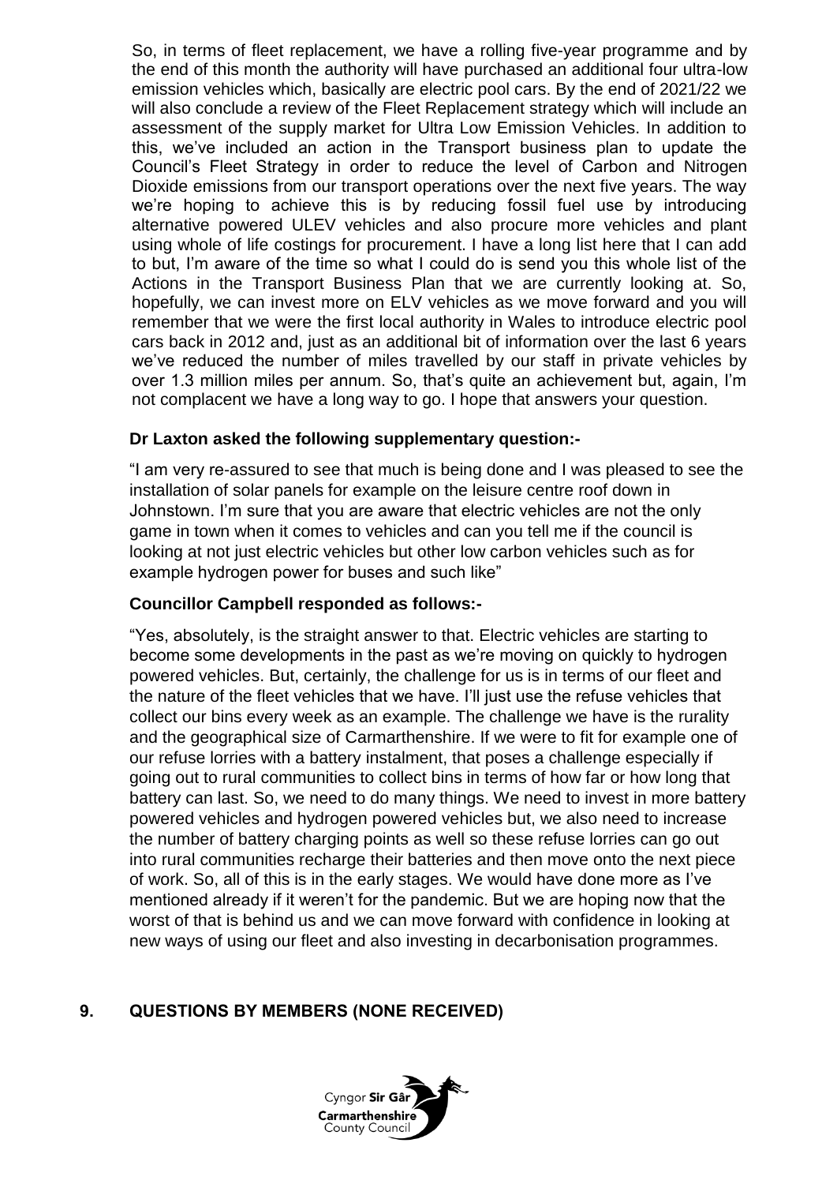So, in terms of fleet replacement, we have a rolling five-year programme and by the end of this month the authority will have purchased an additional four ultra-low emission vehicles which, basically are electric pool cars. By the end of 2021/22 we will also conclude a review of the Fleet Replacement strategy which will include an assessment of the supply market for Ultra Low Emission Vehicles. In addition to this, we've included an action in the Transport business plan to update the Council's Fleet Strategy in order to reduce the level of Carbon and Nitrogen Dioxide emissions from our transport operations over the next five years. The way we're hoping to achieve this is by reducing fossil fuel use by introducing alternative powered ULEV vehicles and also procure more vehicles and plant using whole of life costings for procurement. I have a long list here that I can add to but, I'm aware of the time so what I could do is send you this whole list of the Actions in the Transport Business Plan that we are currently looking at. So, hopefully, we can invest more on ELV vehicles as we move forward and you will remember that we were the first local authority in Wales to introduce electric pool cars back in 2012 and, just as an additional bit of information over the last 6 years we've reduced the number of miles travelled by our staff in private vehicles by over 1.3 million miles per annum. So, that's quite an achievement but, again, I'm not complacent we have a long way to go. I hope that answers your question.

**Dr Laxton asked the following supplementary question:-**

"I am very re-assured to see that much is being done and I was pleased to see the installation of solar panels for example on the leisure centre roof down in Johnstown. I'm sure that you are aware that electric vehicles are not the only game in town when it comes to vehicles and can you tell me if the council is looking at not just electric vehicles but other low carbon vehicles such as for example hydrogen power for buses and such like"

**Councillor Campbell responded as follows:-**

"Yes, absolutely, is the straight answer to that. Electric vehicles are starting to become some developments in the past as we're moving on quickly to hydrogen powered vehicles. But, certainly, the challenge for us is in terms of our fleet and the nature of the fleet vehicles that we have. I'll just use the refuse vehicles that collect our bins every week as an example. The challenge we have is the rurality and the geographical size of Carmarthenshire. If we were to fit for example one of our refuse lorries with a battery instalment, that poses a challenge especially if going out to rural communities to collect bins in terms of how far or how long that battery can last. So, we need to do many things. We need to invest in more battery powered vehicles and hydrogen powered vehicles but, we also need to increase the number of battery charging points as well so these refuse lorries can go out into rural communities recharge their batteries and then move onto the next piece of work. So, all of this is in the early stages. We would have done more as I've mentioned already if it weren't for the pandemic. But we are hoping now that the worst of that is behind us and we can move forward with confidence in looking at new ways of using our fleet and also investing in decarbonisation programmes.

## 9. QUESTIONS BY MEMBERS (NONE RECEIVED)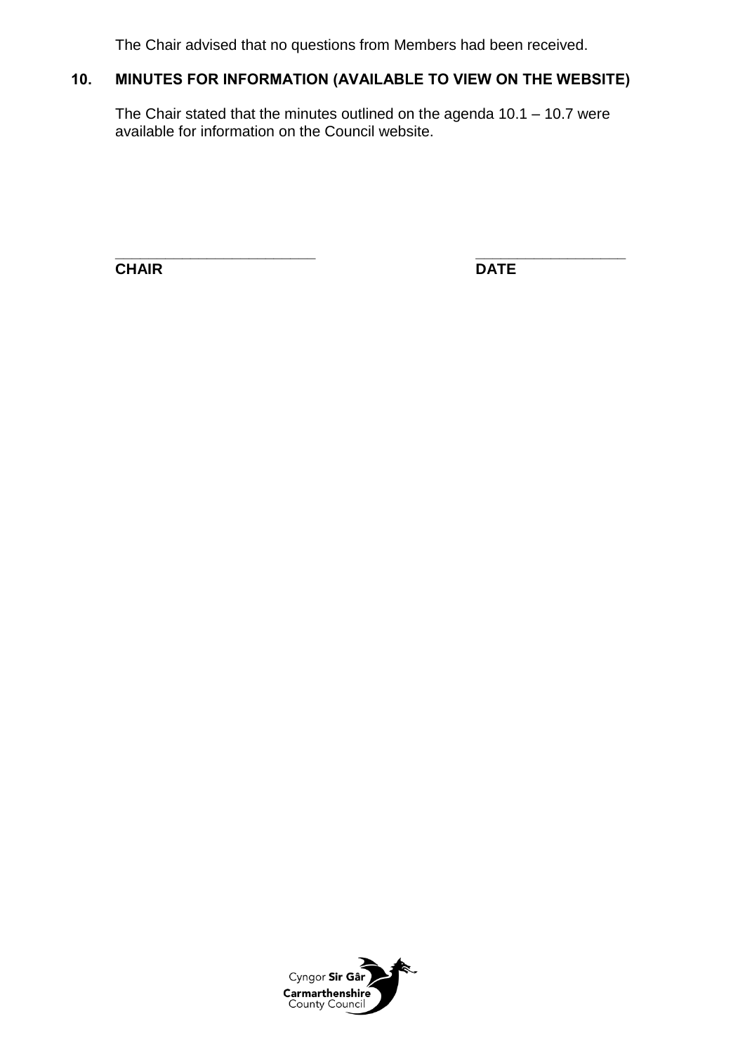The Chair advised that no questions from Members had been received.

## 10. MINUTES FOR INFORMATION (AVAILABLE TO VIEW ON THE WEBSITE)

The Chair stated that the minutes outlined on the agenda 10.1 – 10.7 were available for information on the Council website.

________________________ ________________________

**CHAIR** **DATE**